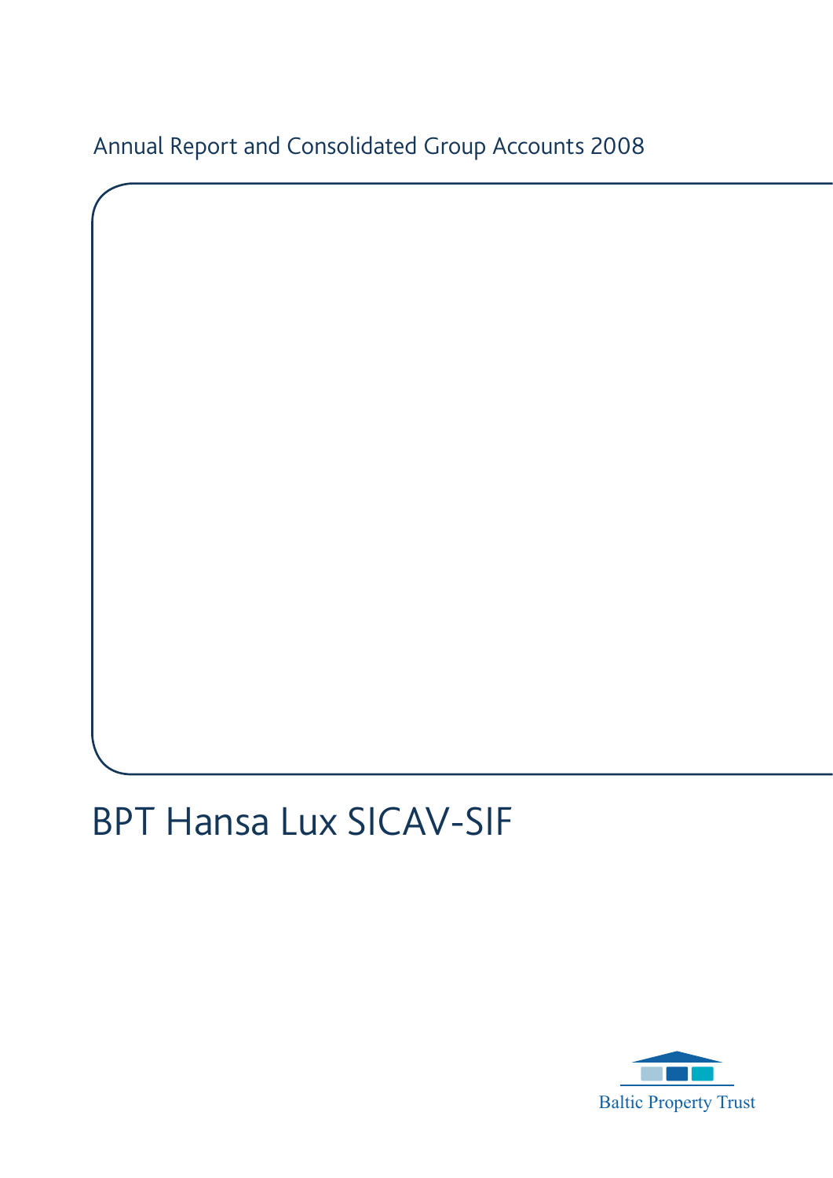Annual Report and Consolidated Group Accounts 2008

# BPT Hansa Lux SICAV-SIF

Baltic Property Trust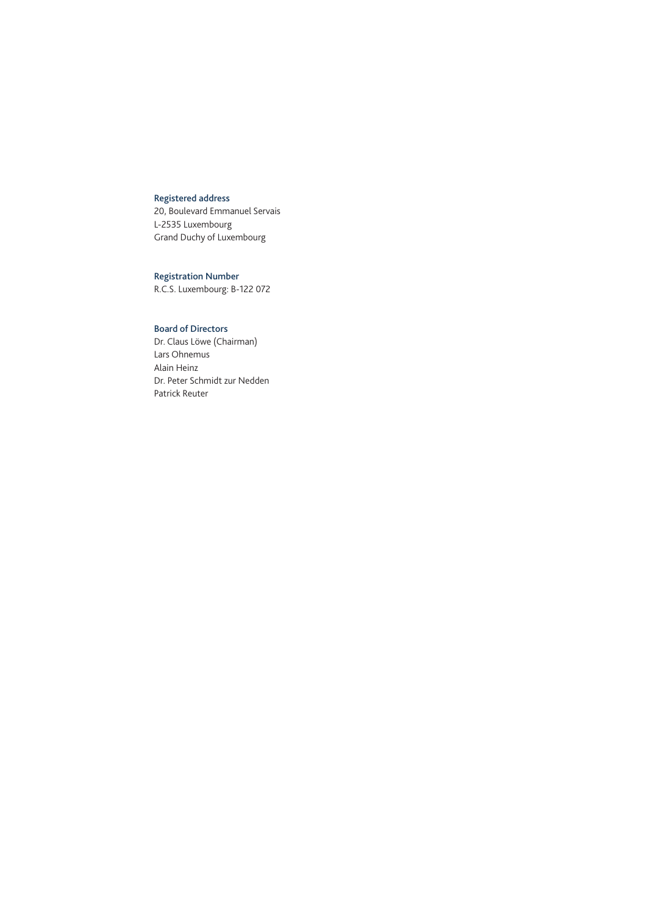**Registered address**
20, Boulevard Emmanuel Servais
L-2535 Luxembourg
Grand Duchy of Luxembourg

**Registration Number**
R.C.S. Luxembourg: B-122 072

**Board of Directors**
Dr. Claus Löwe (Chairman)
Lars Ohnemus
Alain Heinz
Dr. Peter Schmidt zur Nedden
Patrick Reuter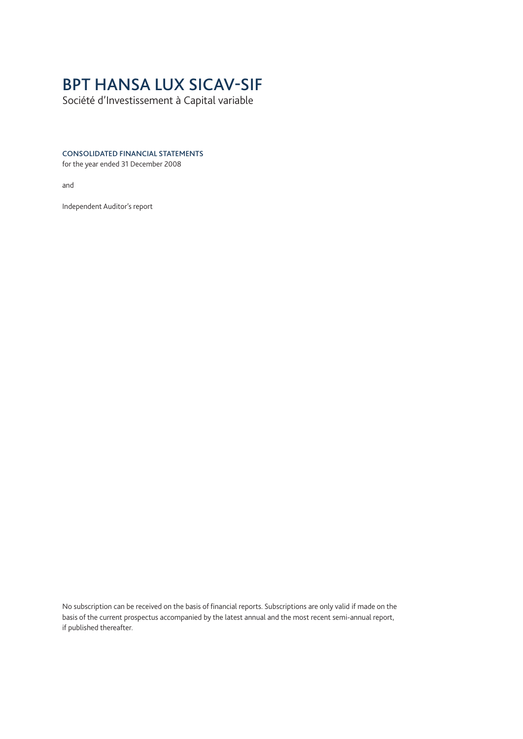# BPT HANSA LUX SICAV-SIF

Société d'Investissement à Capital variable

**CONSOLIDATED FINANCIAL STATEMENTS**

for the year ended 31 December 2008

and

Independent Auditor's report

No subscription can be received on the basis of financial reports. Subscriptions are only valid if made on the basis of the current prospectus accompanied by the latest annual and the most recent semi-annual report, if published thereafter.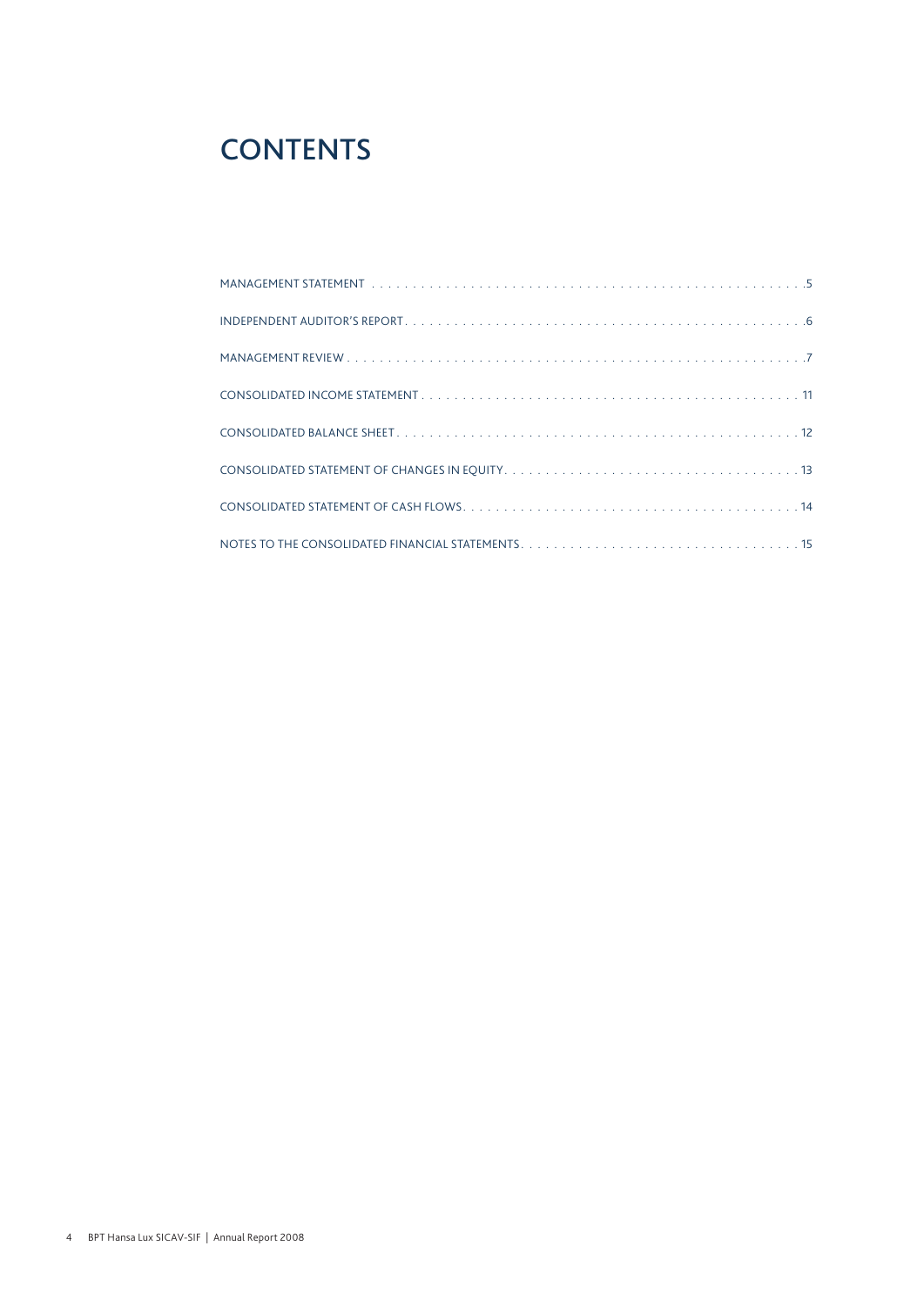# CONTENTS

| | |
|---|---|
| MANAGEMENT STATEMENT | 5 |
| INDEPENDENT AUDITOR'S REPORT | 6 |
| MANAGEMENT REVIEW | 7 |
| CONSOLIDATED INCOME STATEMENT | 11 |
| CONSOLIDATED BALANCE SHEET | 12 |
| CONSOLIDATED STATEMENT OF CHANGES IN EQUITY | 13 |
| CONSOLIDATED STATEMENT OF CASH FLOWS | 14 |
| NOTES TO THE CONSOLIDATED FINANCIAL STATEMENTS | 15 |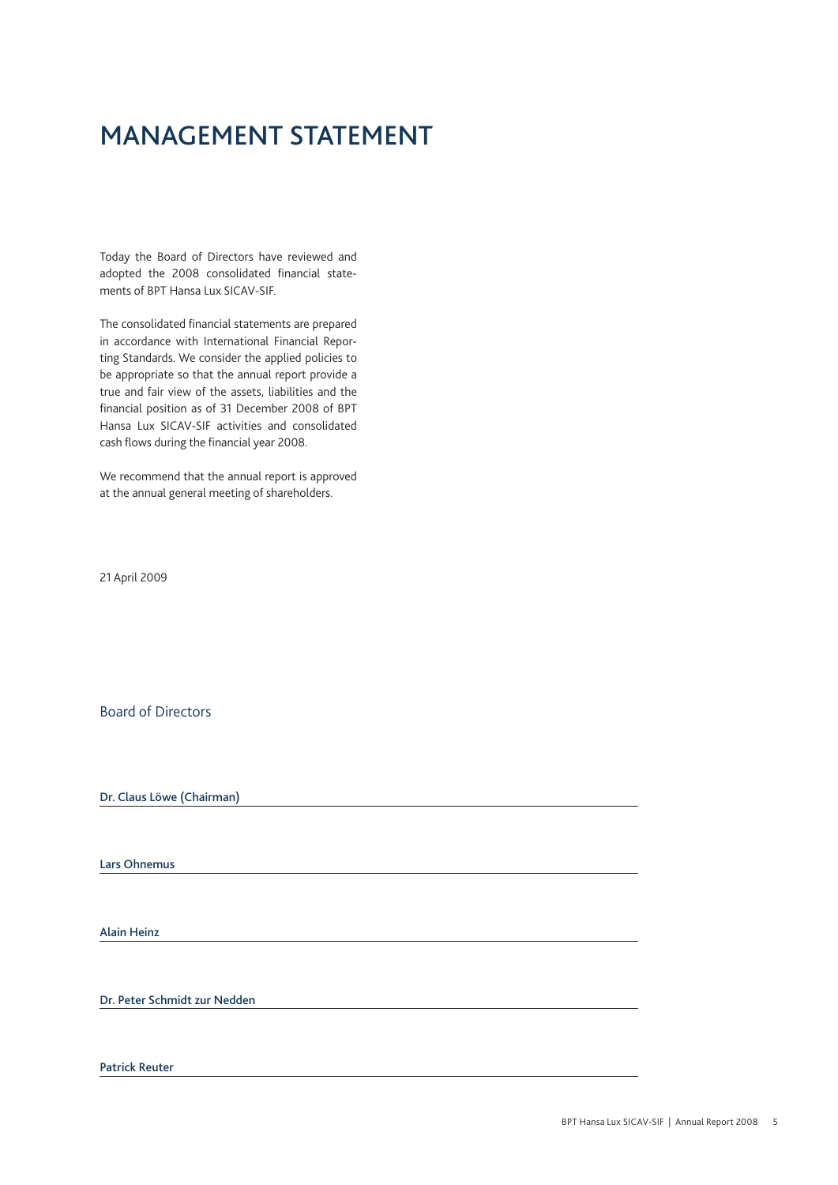# MANAGEMENT STATEMENT

Today the Board of Directors have reviewed and adopted the 2008 consolidated financial statements of BPT Hansa Lux SICAV-SIF.

The consolidated financial statements are prepared in accordance with International Financial Reporting Standards. We consider the applied policies to be appropriate so that the annual report provide a true and fair view of the assets, liabilities and the financial position as of 31 December 2008 of BPT Hansa Lux SICAV-SIF activities and consolidated cash flows during the financial year 2008.

We recommend that the annual report is approved at the annual general meeting of shareholders.

21 April 2009

## Board of Directors

**Dr. Claus Löwe (Chairman)**

**Lars Ohnemus**

**Alain Heinz**

**Dr. Peter Schmidt zur Nedden**

**Patrick Reuter**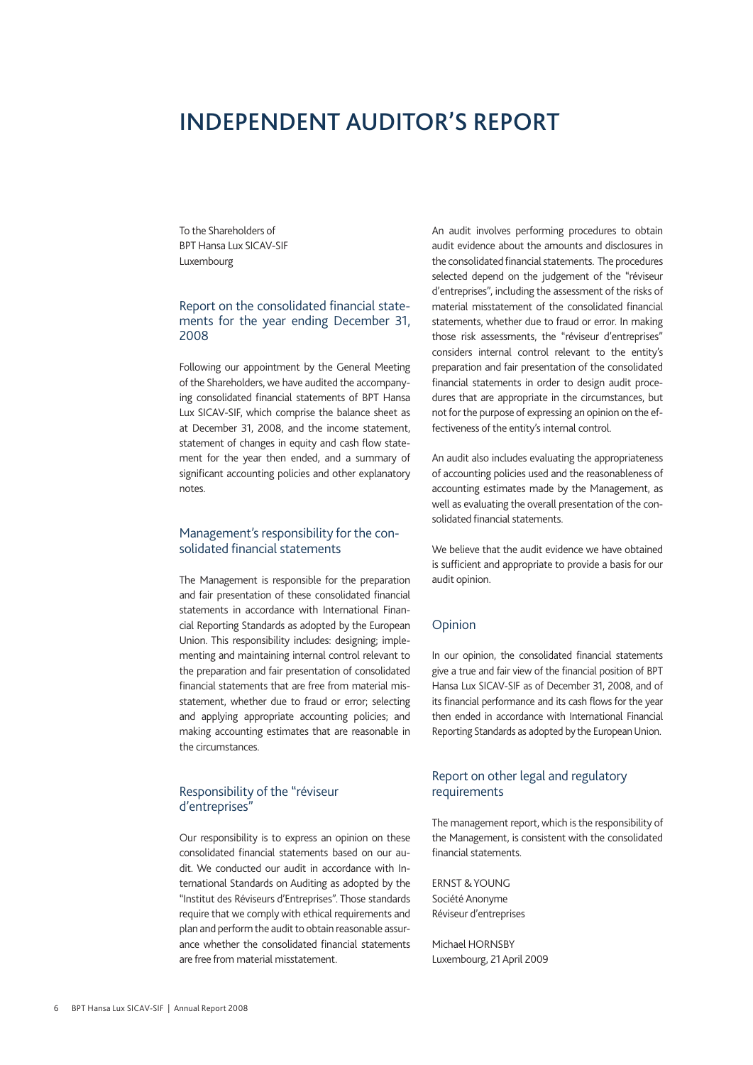# INDEPENDENT AUDITOR'S REPORT

To the Shareholders of
BPT Hansa Lux SICAV-SIF
Luxembourg

## Report on the consolidated financial statements for the year ending December 31, 2008

Following our appointment by the General Meeting of the Shareholders, we have audited the accompanying consolidated financial statements of BPT Hansa Lux SICAV-SIF, which comprise the balance sheet as at December 31, 2008, and the income statement, statement of changes in equity and cash flow statement for the year then ended, and a summary of significant accounting policies and other explanatory notes.

## Management's responsibility for the consolidated financial statements

The Management is responsible for the preparation and fair presentation of these consolidated financial statements in accordance with International Financial Reporting Standards as adopted by the European Union. This responsibility includes: designing; implementing and maintaining internal control relevant to the preparation and fair presentation of consolidated financial statements that are free from material misstatement, whether due to fraud or error; selecting and applying appropriate accounting policies; and making accounting estimates that are reasonable in the circumstances.

## Responsibility of the "réviseur d'entreprises"

Our responsibility is to express an opinion on these consolidated financial statements based on our audit. We conducted our audit in accordance with International Standards on Auditing as adopted by the "Institut des Réviseurs d'Entreprises". Those standards require that we comply with ethical requirements and plan and perform the audit to obtain reasonable assurance whether the consolidated financial statements are free from material misstatement.

An audit involves performing procedures to obtain audit evidence about the amounts and disclosures in the consolidated financial statements. The procedures selected depend on the judgement of the "réviseur d'entreprises", including the assessment of the risks of material misstatement of the consolidated financial statements, whether due to fraud or error. In making those risk assessments, the "réviseur d'entreprises" considers internal control relevant to the entity's preparation and fair presentation of the consolidated financial statements in order to design audit procedures that are appropriate in the circumstances, but not for the purpose of expressing an opinion on the effectiveness of the entity's internal control.

An audit also includes evaluating the appropriateness of accounting policies used and the reasonableness of accounting estimates made by the Management, as well as evaluating the overall presentation of the consolidated financial statements.

We believe that the audit evidence we have obtained is sufficient and appropriate to provide a basis for our audit opinion.

## Opinion

In our opinion, the consolidated financial statements give a true and fair view of the financial position of BPT Hansa Lux SICAV-SIF as of December 31, 2008, and of its financial performance and its cash flows for the year then ended in accordance with International Financial Reporting Standards as adopted by the European Union.

## Report on other legal and regulatory requirements

The management report, which is the responsibility of the Management, is consistent with the consolidated financial statements.

ERNST & YOUNG
Société Anonyme
Réviseur d'entreprises

Michael HORNSBY
Luxembourg, 21 April 2009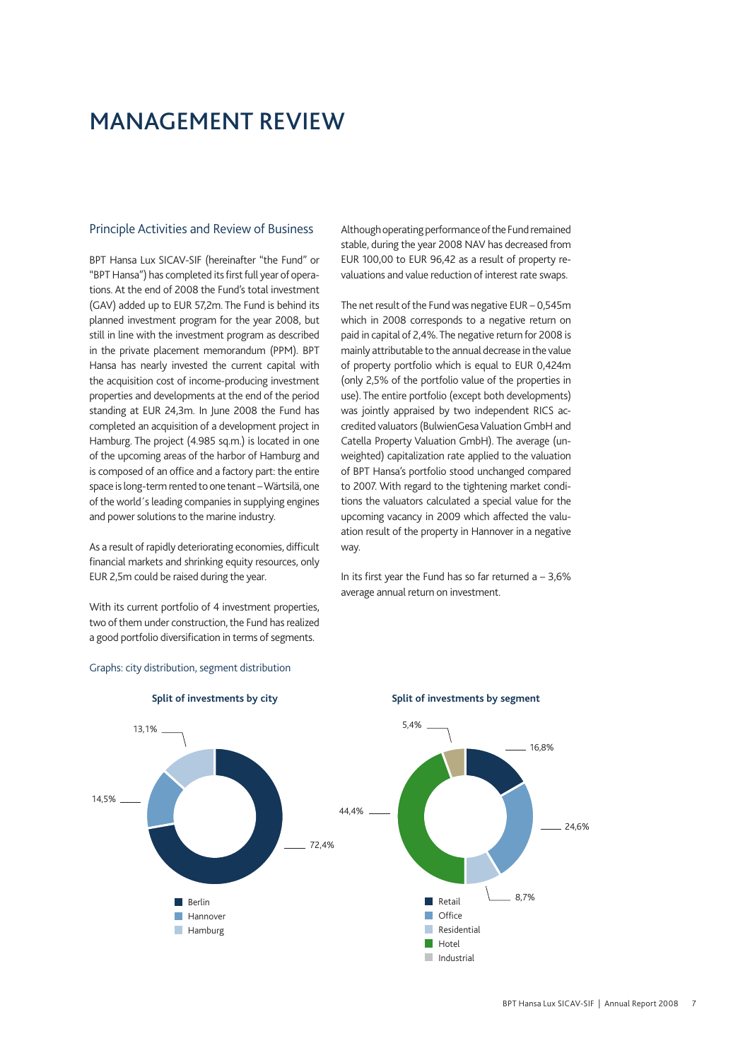# MANAGEMENT REVIEW

## Principle Activities and Review of Business

BPT Hansa Lux SICAV-SIF (hereinafter "the Fund" or "BPT Hansa") has completed its first full year of operations. At the end of 2008 the Fund's total investment (GAV) added up to EUR 57,2m. The Fund is behind its planned investment program for the year 2008, but still in line with the investment program as described in the private placement memorandum (PPM). BPT Hansa has nearly invested the current capital with the acquisition cost of income-producing investment properties and developments at the end of the period standing at EUR 24,3m. In June 2008 the Fund has completed an acquisition of a development project in Hamburg. The project (4.985 sq.m.) is located in one of the upcoming areas of the harbor of Hamburg and is composed of an office and a factory part: the entire space is long-term rented to one tenant – Wärtsilä, one of the world´s leading companies in supplying engines and power solutions to the marine industry.

As a result of rapidly deteriorating economies, difficult financial markets and shrinking equity resources, only EUR 2,5m could be raised during the year.

With its current portfolio of 4 investment properties, two of them under construction, the Fund has realized a good portfolio diversification in terms of segments.

Although operating performance of the Fund remained stable, during the year 2008 NAV has decreased from EUR 100,00 to EUR 96,42 as a result of property revaluations and value reduction of interest rate swaps.

The net result of the Fund was negative EUR – 0,545m which in 2008 corresponds to a negative return on paid in capital of 2,4%. The negative return for 2008 is mainly attributable to the annual decrease in the value of property portfolio which is equal to EUR 0,424m (only 2,5% of the portfolio value of the properties in use). The entire portfolio (except both developments) was jointly appraised by two independent RICS accredited valuators (BulwienGesa Valuation GmbH and Catella Property Valuation GmbH). The average (unweighted) capitalization rate applied to the valuation of BPT Hansa's portfolio stood unchanged compared to 2007. With regard to the tightening market conditions the valuators calculated a special value for the upcoming vacancy in 2009 which affected the valuation result of the property in Hannover in a negative way.

In its first year the Fund has so far returned a – 3,6% average annual return on investment.

Graphs: city distribution, segment distribution

**Split of investments by city**

| City | Share |
|---|---|
| Berlin | 72,4% |
| Hannover | 14,5% |
| Hamburg | 13,1% |

**Split of investments by segment**

| Segment | Share |
|---|---|
| Retail | 16,8% |
| Office | 24,6% |
| Residential | 8,7% |
| Hotel | 44,4% |
| Industrial | 5,4% |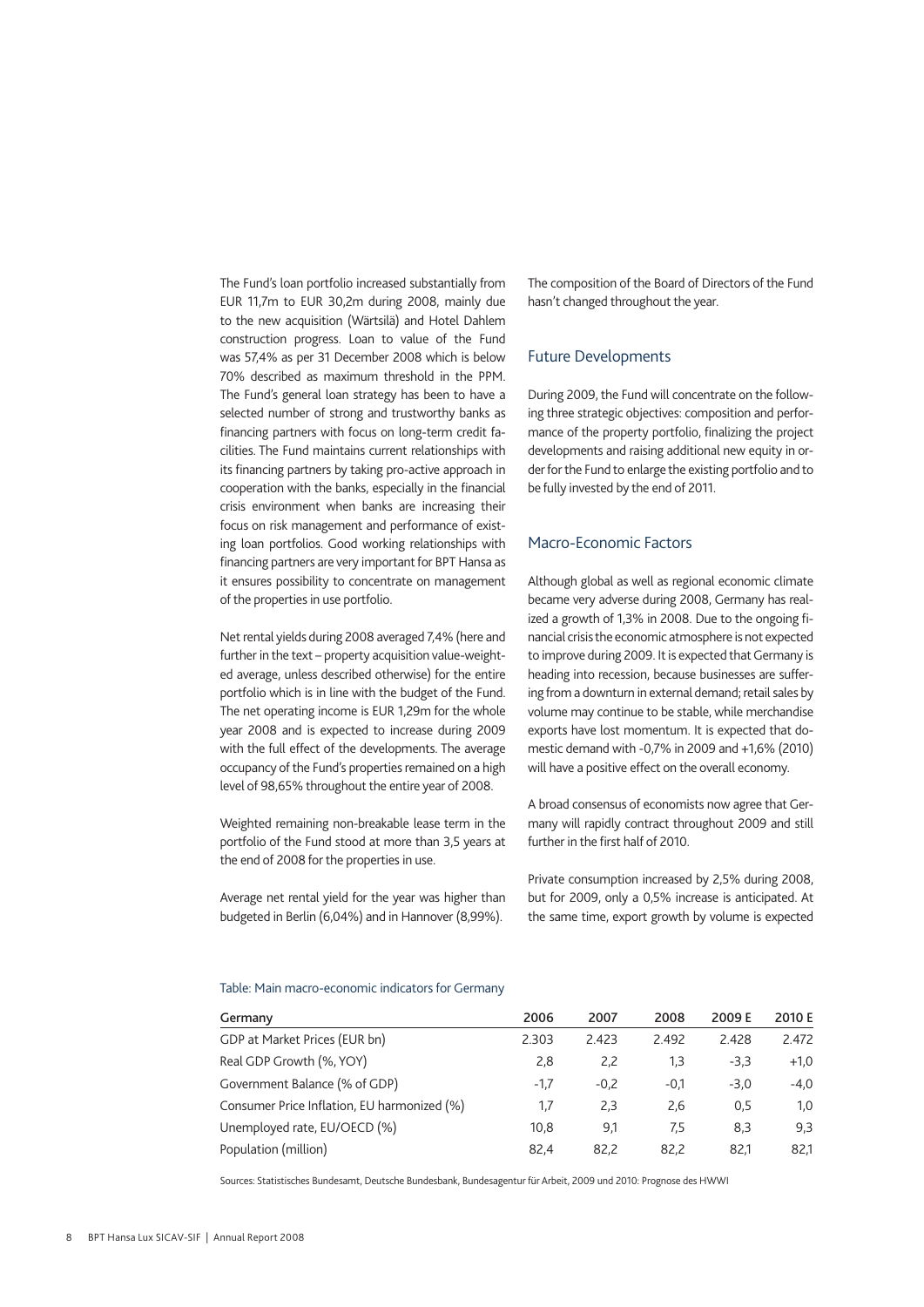The Fund's loan portfolio increased substantially from EUR 11,7m to EUR 30,2m during 2008, mainly due to the new acquisition (Wärtsilä) and Hotel Dahlem construction progress. Loan to value of the Fund was 57,4% as per 31 December 2008 which is below 70% described as maximum threshold in the PPM. The Fund's general loan strategy has been to have a selected number of strong and trustworthy banks as financing partners with focus on long-term credit facilities. The Fund maintains current relationships with its financing partners by taking pro-active approach in cooperation with the banks, especially in the financial crisis environment when banks are increasing their focus on risk management and performance of existing loan portfolios. Good working relationships with financing partners are very important for BPT Hansa as it ensures possibility to concentrate on management of the properties in use portfolio.

Net rental yields during 2008 averaged 7,4% (here and further in the text – property acquisition value-weighted average, unless described otherwise) for the entire portfolio which is in line with the budget of the Fund. The net operating income is EUR 1,29m for the whole year 2008 and is expected to increase during 2009 with the full effect of the developments. The average occupancy of the Fund's properties remained on a high level of 98,65% throughout the entire year of 2008.

Weighted remaining non-breakable lease term in the portfolio of the Fund stood at more than 3,5 years at the end of 2008 for the properties in use.

Average net rental yield for the year was higher than budgeted in Berlin (6,04%) and in Hannover (8,99%).

The composition of the Board of Directors of the Fund hasn't changed throughout the year.

## Future Developments

During 2009, the Fund will concentrate on the following three strategic objectives: composition and performance of the property portfolio, finalizing the project developments and raising additional new equity in order for the Fund to enlarge the existing portfolio and to be fully invested by the end of 2011.

## Macro-Economic Factors

Although global as well as regional economic climate became very adverse during 2008, Germany has realized a growth of 1,3% in 2008. Due to the ongoing financial crisis the economic atmosphere is not expected to improve during 2009. It is expected that Germany is heading into recession, because businesses are suffering from a downturn in external demand; retail sales by volume may continue to be stable, while merchandise exports have lost momentum. It is expected that domestic demand with -0,7% in 2009 and +1,6% (2010) will have a positive effect on the overall economy.

A broad consensus of economists now agree that Germany will rapidly contract throughout 2009 and still further in the first half of 2010.

Private consumption increased by 2,5% during 2008, but for 2009, only a 0,5% increase is anticipated. At the same time, export growth by volume is expected

Table: Main macro-economic indicators for Germany

| Germany | 2006 | 2007 | 2008 | 2009 E | 2010 E |
|---|---|---|---|---|---|
| GDP at Market Prices (EUR bn) | 2.303 | 2.423 | 2.492 | 2.428 | 2.472 |
| Real GDP Growth (%, YOY) | 2,8 | 2,2 | 1,3 | -3,3 | +1,0 |
| Government Balance (% of GDP) | -1,7 | -0,2 | -0,1 | -3,0 | -4,0 |
| Consumer Price Inflation, EU harmonized (%) | 1,7 | 2,3 | 2,6 | 0,5 | 1,0 |
| Unemployed rate, EU/OECD (%) | 10,8 | 9,1 | 7,5 | 8,3 | 9,3 |
| Population (million) | 82,4 | 82,2 | 82,2 | 82,1 | 82,1 |

Sources: Statistisches Bundesamt, Deutsche Bundesbank, Bundesagentur für Arbeit, 2009 und 2010: Prognose des HWWI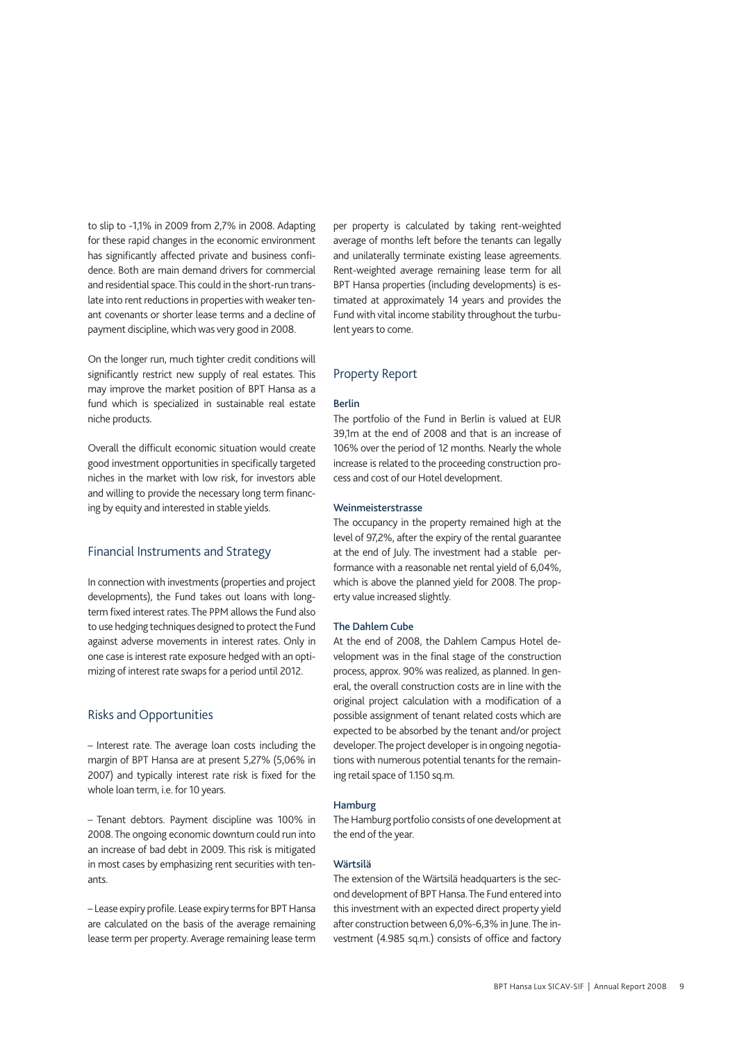to slip to -1,1% in 2009 from 2,7% in 2008. Adapting for these rapid changes in the economic environment has significantly affected private and business confidence. Both are main demand drivers for commercial and residential space. This could in the short-run translate into rent reductions in properties with weaker tenant covenants or shorter lease terms and a decline of payment discipline, which was very good in 2008.

On the longer run, much tighter credit conditions will significantly restrict new supply of real estates. This may improve the market position of BPT Hansa as a fund which is specialized in sustainable real estate niche products.

Overall the difficult economic situation would create good investment opportunities in specifically targeted niches in the market with low risk, for investors able and willing to provide the necessary long term financing by equity and interested in stable yields.

## Financial Instruments and Strategy

In connection with investments (properties and project developments), the Fund takes out loans with long-term fixed interest rates. The PPM allows the Fund also to use hedging techniques designed to protect the Fund against adverse movements in interest rates. Only in one case is interest rate exposure hedged with an optimizing of interest rate swaps for a period until 2012.

## Risks and Opportunities

– Interest rate. The average loan costs including the margin of BPT Hansa are at present 5,27% (5,06% in 2007) and typically interest rate risk is fixed for the whole loan term, i.e. for 10 years.

– Tenant debtors. Payment discipline was 100% in 2008. The ongoing economic downturn could run into an increase of bad debt in 2009. This risk is mitigated in most cases by emphasizing rent securities with tenants.

– Lease expiry profile. Lease expiry terms for BPT Hansa are calculated on the basis of the average remaining lease term per property. Average remaining lease term per property is calculated by taking rent-weighted average of months left before the tenants can legally and unilaterally terminate existing lease agreements. Rent-weighted average remaining lease term for all BPT Hansa properties (including developments) is estimated at approximately 14 years and provides the Fund with vital income stability throughout the turbulent years to come.

## Property Report

### Berlin

The portfolio of the Fund in Berlin is valued at EUR 39,1m at the end of 2008 and that is an increase of 106% over the period of 12 months. Nearly the whole increase is related to the proceeding construction process and cost of our Hotel development.

### Weinmeisterstrasse

The occupancy in the property remained high at the level of 97,2%, after the expiry of the rental guarantee at the end of July. The investment had a stable performance with a reasonable net rental yield of 6,04%, which is above the planned yield for 2008. The property value increased slightly.

### The Dahlem Cube

At the end of 2008, the Dahlem Campus Hotel development was in the final stage of the construction process, approx. 90% was realized, as planned. In general, the overall construction costs are in line with the original project calculation with a modification of a possible assignment of tenant related costs which are expected to be absorbed by the tenant and/or project developer. The project developer is in ongoing negotiations with numerous potential tenants for the remaining retail space of 1.150 sq.m.

### Hamburg

The Hamburg portfolio consists of one development at the end of the year.

### Wärtsilä

The extension of the Wärtsilä headquarters is the second development of BPT Hansa. The Fund entered into this investment with an expected direct property yield after construction between 6,0%-6,3% in June. The investment (4.985 sq.m.) consists of office and factory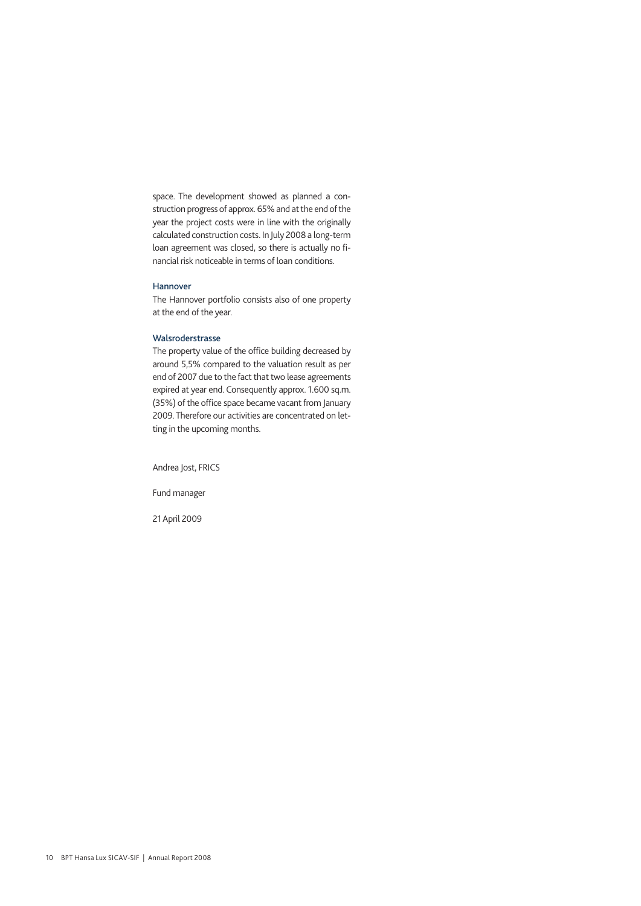space. The development showed as planned a construction progress of approx. 65% and at the end of the year the project costs were in line with the originally calculated construction costs. In July 2008 a long-term loan agreement was closed, so there is actually no financial risk noticeable in terms of loan conditions.

### Hannover

The Hannover portfolio consists also of one property at the end of the year.

### Walsroderstrasse

The property value of the office building decreased by around 5,5% compared to the valuation result as per end of 2007 due to the fact that two lease agreements expired at year end. Consequently approx. 1.600 sq.m. (35%) of the office space became vacant from January 2009. Therefore our activities are concentrated on letting in the upcoming months.

Andrea Jost, FRICS

Fund manager

21 April 2009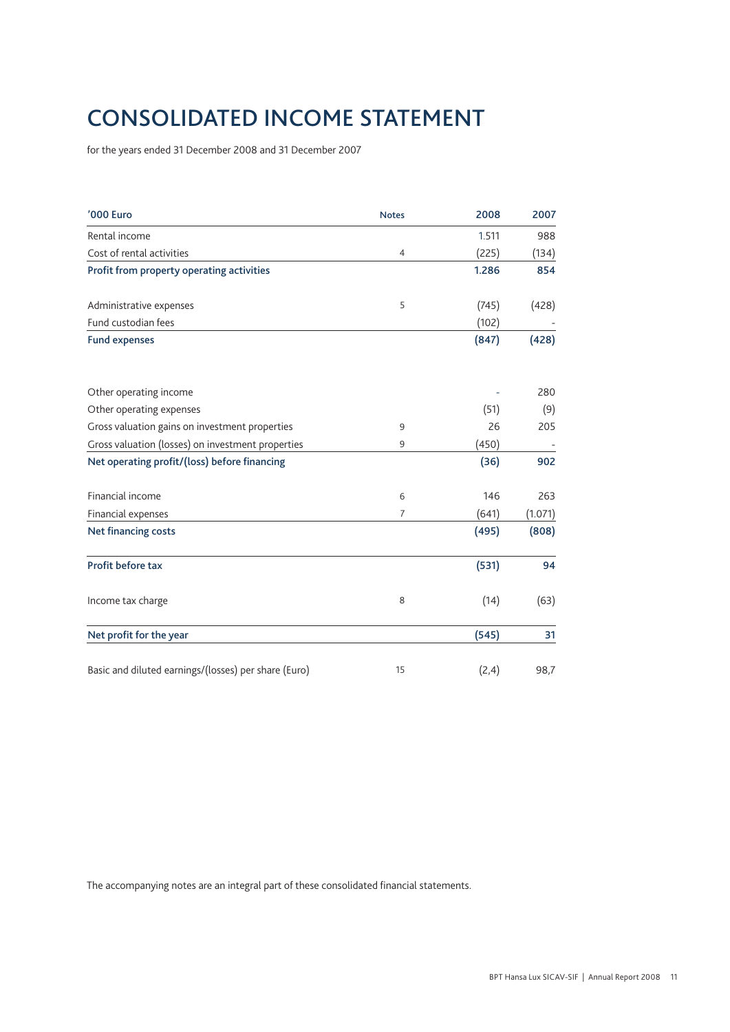# CONSOLIDATED INCOME STATEMENT

for the years ended 31 December 2008 and 31 December 2007

| '000 Euro | Notes | 2008 | 2007 |
|---|---|---|---|
| Rental income | | 1.511 | 988 |
| Cost of rental activities | 4 | (225) | (134) |
| **Profit from property operating activities** | | **1.286** | **854** |
| | | | |
| Administrative expenses | 5 | (745) | (428) |
| Fund custodian fees | | (102) | - |
| **Fund expenses** | | **(847)** | **(428)** |
| | | | |
| Other operating income | | - | 280 |
| Other operating expenses | | (51) | (9) |
| Gross valuation gains on investment properties | 9 | 26 | 205 |
| Gross valuation (losses) on investment properties | 9 | (450) | - |
| **Net operating profit/(loss) before financing** | | **(36)** | **902** |
| | | | |
| Financial income | 6 | 146 | 263 |
| Financial expenses | 7 | (641) | (1.071) |
| **Net financing costs** | | **(495)** | **(808)** |
| | | | |
| **Profit before tax** | | **(531)** | **94** |
| | | | |
| Income tax charge | 8 | (14) | (63) |
| | | | |
| **Net profit for the year** | | **(545)** | **31** |
| | | | |
| Basic and diluted earnings/(losses) per share (Euro) | 15 | (2,4) | 98,7 |

The accompanying notes are an integral part of these consolidated financial statements.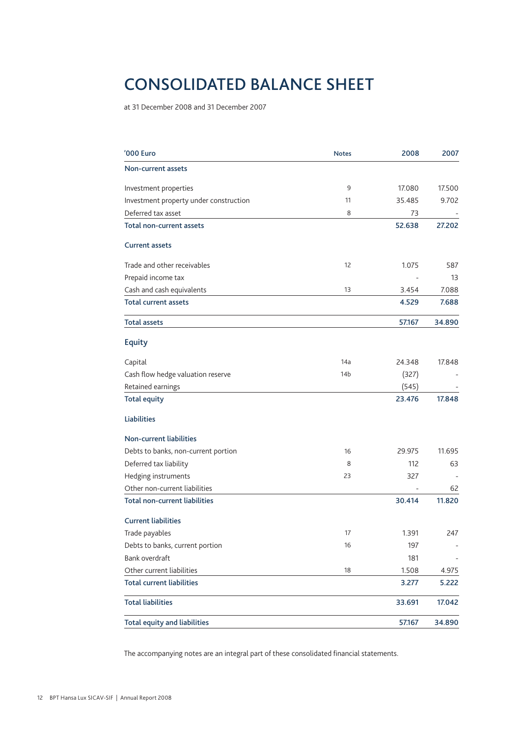# CONSOLIDATED BALANCE SHEET

at 31 December 2008 and 31 December 2007

| '000 Euro | Notes | 2008 | 2007 |
|---|---|---|---|
| **Non-current assets** | | | |
| Investment properties | 9 | 17.080 | 17.500 |
| Investment property under construction | 11 | 35.485 | 9.702 |
| Deferred tax asset | 8 | 73 | - |
| **Total non-current assets** | | **52.638** | **27.202** |
| **Current assets** | | | |
| Trade and other receivables | 12 | 1.075 | 587 |
| Prepaid income tax | | - | 13 |
| Cash and cash equivalents | 13 | 3.454 | 7.088 |
| **Total current assets** | | **4.529** | **7.688** |
| **Total assets** | | **57.167** | **34.890** |
| **Equity** | | | |
| Capital | 14a | 24.348 | 17.848 |
| Cash flow hedge valuation reserve | 14b | (327) | - |
| Retained earnings | | (545) | - |
| **Total equity** | | **23.476** | **17.848** |
| **Liabilities** | | | |
| **Non-current liabilities** | | | |
| Debts to banks, non-current portion | 16 | 29.975 | 11.695 |
| Deferred tax liability | 8 | 112 | 63 |
| Hedging instruments | 23 | 327 | - |
| Other non-current liabilities | | - | 62 |
| **Total non-current liabilities** | | **30.414** | **11.820** |
| **Current liabilities** | | | |
| Trade payables | 17 | 1.391 | 247 |
| Debts to banks, current portion | 16 | 197 | - |
| Bank overdraft | | 181 | - |
| Other current liabilities | 18 | 1.508 | 4.975 |
| **Total current liabilities** | | **3.277** | **5.222** |
| **Total liabilities** | | **33.691** | **17.042** |
| **Total equity and liabilities** | | **57.167** | **34.890** |

The accompanying notes are an integral part of these consolidated financial statements.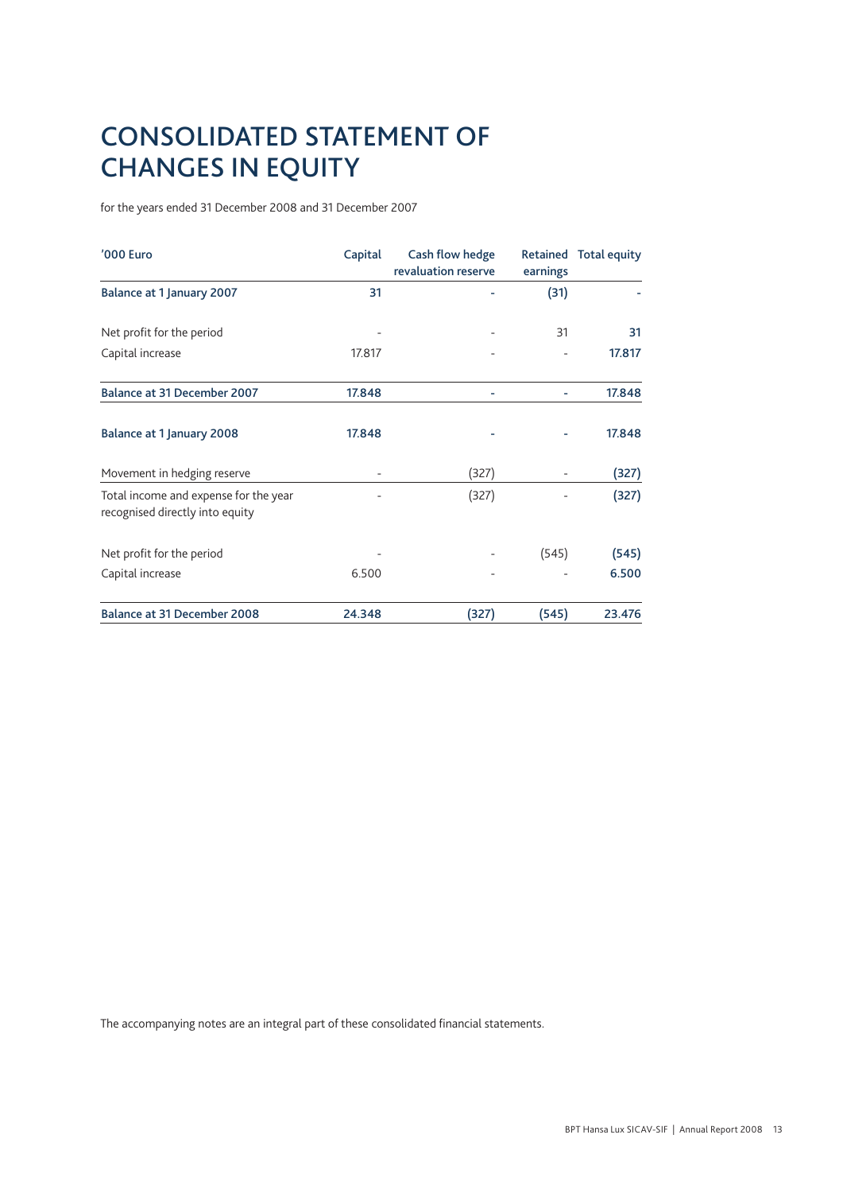# CONSOLIDATED STATEMENT OF CHANGES IN EQUITY

for the years ended 31 December 2008 and 31 December 2007

| '000 Euro | Capital | Cash flow hedge revaluation reserve | Retained earnings | Total equity |
|---|---|---|---|---|
| **Balance at 1 January 2007** | **31** | **-** | **(31)** | **-** |
| Net profit for the period | - | - | 31 | **31** |
| Capital increase | 17.817 | - | - | **17.817** |
| **Balance at 31 December 2007** | **17.848** | **-** | **-** | **17.848** |
| **Balance at 1 January 2008** | **17.848** | **-** | **-** | **17.848** |
| Movement in hedging reserve | - | (327) | - | **(327)** |
| Total income and expense for the year recognised directly into equity | - | (327) | - | **(327)** |
| Net profit for the period | - | - | (545) | **(545)** |
| Capital increase | 6.500 | - | - | **6.500** |
| **Balance at 31 December 2008** | **24.348** | **(327)** | **(545)** | **23.476** |

The accompanying notes are an integral part of these consolidated financial statements.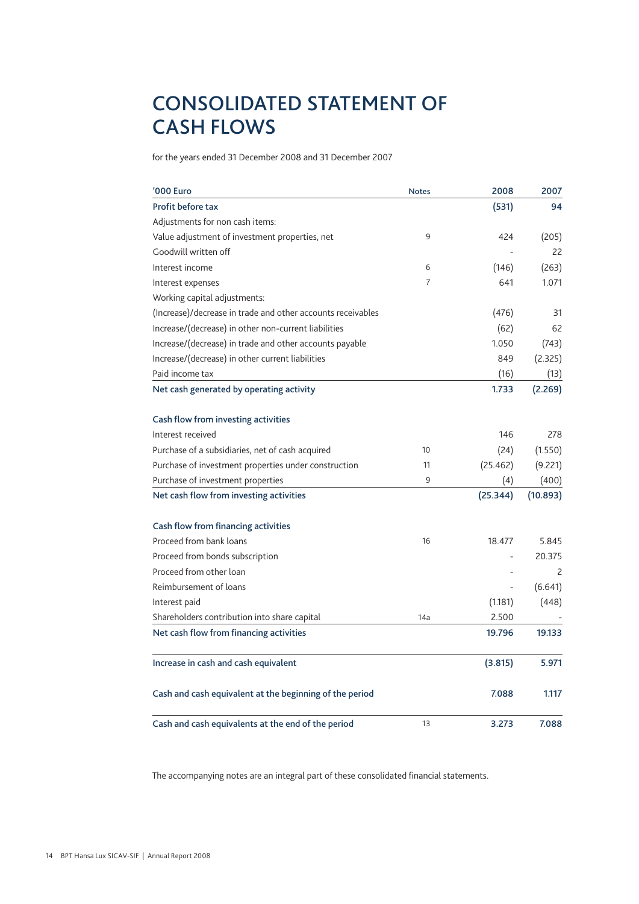# CONSOLIDATED STATEMENT OF CASH FLOWS

for the years ended 31 December 2008 and 31 December 2007

| '000 Euro | Notes | 2008 | 2007 |
|---|---|---|---|
| **Profit before tax** | | **(531)** | **94** |
| Adjustments for non cash items: | | | |
| Value adjustment of investment properties, net | 9 | 424 | (205) |
| Goodwill written off | | - | 22 |
| Interest income | 6 | (146) | (263) |
| Interest expenses | 7 | 641 | 1.071 |
| Working capital adjustments: | | | |
| (Increase)/decrease in trade and other accounts receivables | | (476) | 31 |
| Increase/(decrease) in other non-current liabilities | | (62) | 62 |
| Increase/(decrease) in trade and other accounts payable | | 1.050 | (743) |
| Increase/(decrease) in other current liabilities | | 849 | (2.325) |
| Paid income tax | | (16) | (13) |
| **Net cash generated by operating activity** | | **1.733** | **(2.269)** |
| | | | |
| **Cash flow from investing activities** | | | |
| Interest received | | 146 | 278 |
| Purchase of a subsidiaries, net of cash acquired | 10 | (24) | (1.550) |
| Purchase of investment properties under construction | 11 | (25.462) | (9.221) |
| Purchase of investment properties | 9 | (4) | (400) |
| **Net cash flow from investing activities** | | **(25.344)** | **(10.893)** |
| | | | |
| **Cash flow from financing activities** | | | |
| Proceed from bank loans | 16 | 18.477 | 5.845 |
| Proceed from bonds subscription | | - | 20.375 |
| Proceed from other loan | | - | 2 |
| Reimbursement of loans | | - | (6.641) |
| Interest paid | | (1.181) | (448) |
| Shareholders contribution into share capital | 14a | 2.500 | - |
| **Net cash flow from financing activities** | | **19.796** | **19.133** |
| | | | |
| **Increase in cash and cash equivalent** | | **(3.815)** | **5.971** |
| | | | |
| **Cash and cash equivalent at the beginning of the period** | | **7.088** | **1.117** |
| | | | |
| **Cash and cash equivalents at the end of the period** | 13 | **3.273** | **7.088** |

The accompanying notes are an integral part of these consolidated financial statements.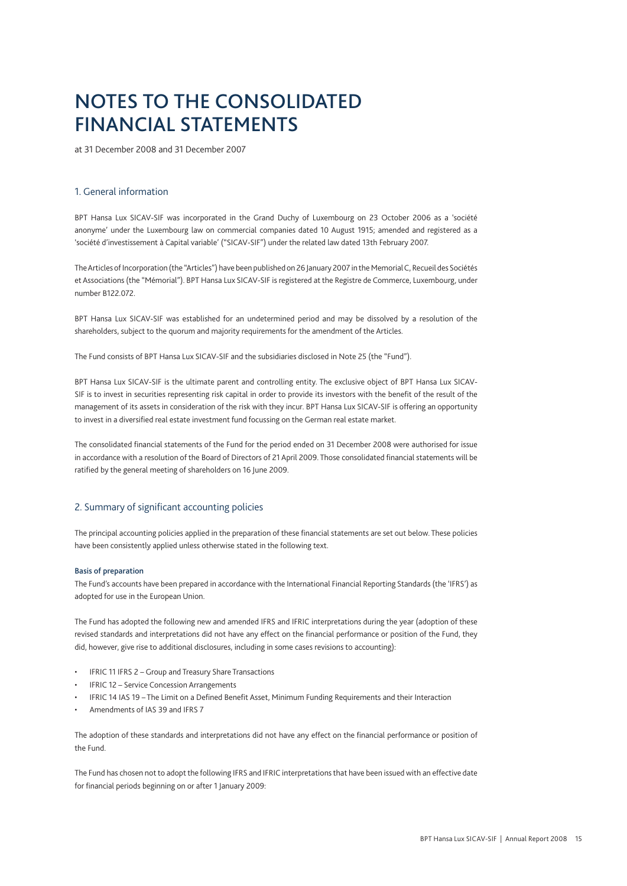# NOTES TO THE CONSOLIDATED FINANCIAL STATEMENTS

at 31 December 2008 and 31 December 2007

## 1. General information

BPT Hansa Lux SICAV-SIF was incorporated in the Grand Duchy of Luxembourg on 23 October 2006 as a 'société anonyme' under the Luxembourg law on commercial companies dated 10 August 1915; amended and registered as a 'société d'investissement à Capital variable' ("SICAV-SIF") under the related law dated 13th February 2007.

The Articles of Incorporation (the "Articles") have been published on 26 January 2007 in the Memorial C, Recueil des Sociétés et Associations (the "Mémorial"). BPT Hansa Lux SICAV-SIF is registered at the Registre de Commerce, Luxembourg, under number B122.072.

BPT Hansa Lux SICAV-SIF was established for an undetermined period and may be dissolved by a resolution of the shareholders, subject to the quorum and majority requirements for the amendment of the Articles.

The Fund consists of BPT Hansa Lux SICAV-SIF and the subsidiaries disclosed in Note 25 (the "Fund").

BPT Hansa Lux SICAV-SIF is the ultimate parent and controlling entity. The exclusive object of BPT Hansa Lux SICAV-SIF is to invest in securities representing risk capital in order to provide its investors with the benefit of the result of the management of its assets in consideration of the risk with they incur. BPT Hansa Lux SICAV-SIF is offering an opportunity to invest in a diversified real estate investment fund focussing on the German real estate market.

The consolidated financial statements of the Fund for the period ended on 31 December 2008 were authorised for issue in accordance with a resolution of the Board of Directors of 21 April 2009. Those consolidated financial statements will be ratified by the general meeting of shareholders on 16 June 2009.

## 2. Summary of significant accounting policies

The principal accounting policies applied in the preparation of these financial statements are set out below. These policies have been consistently applied unless otherwise stated in the following text.

### Basis of preparation

The Fund's accounts have been prepared in accordance with the International Financial Reporting Standards (the 'IFRS') as adopted for use in the European Union.

The Fund has adopted the following new and amended IFRS and IFRIC interpretations during the year (adoption of these revised standards and interpretations did not have any effect on the financial performance or position of the Fund, they did, however, give rise to additional disclosures, including in some cases revisions to accounting):

- IFRIC 11 IFRS 2 – Group and Treasury Share Transactions
- IFRIC 12 – Service Concession Arrangements
- IFRIC 14 IAS 19 – The Limit on a Defined Benefit Asset, Minimum Funding Requirements and their Interaction
- Amendments of IAS 39 and IFRS 7

The adoption of these standards and interpretations did not have any effect on the financial performance or position of the Fund.

The Fund has chosen not to adopt the following IFRS and IFRIC interpretations that have been issued with an effective date for financial periods beginning on or after 1 January 2009: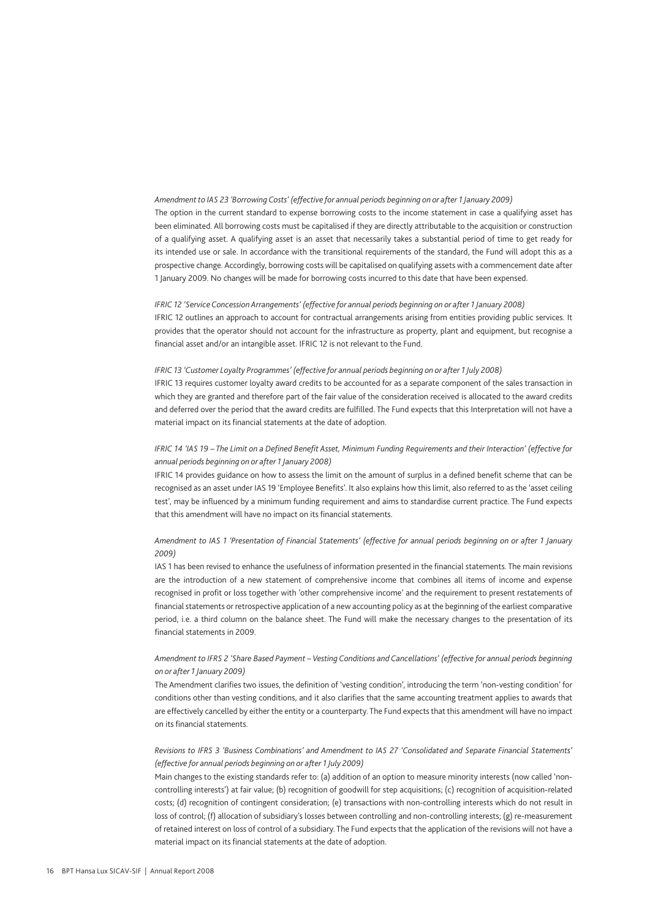*Amendment to IAS 23 'Borrowing Costs' (effective for annual periods beginning on or after 1 January 2009)*

The option in the current standard to expense borrowing costs to the income statement in case a qualifying asset has been eliminated. All borrowing costs must be capitalised if they are directly attributable to the acquisition or construction of a qualifying asset. A qualifying asset is an asset that necessarily takes a substantial period of time to get ready for its intended use or sale. In accordance with the transitional requirements of the standard, the Fund will adopt this as a prospective change. Accordingly, borrowing costs will be capitalised on qualifying assets with a commencement date after 1 January 2009. No changes will be made for borrowing costs incurred to this date that have been expensed.

*IFRIC 12 'Service Concession Arrangements' (effective for annual periods beginning on or after 1 January 2008)*

IFRIC 12 outlines an approach to account for contractual arrangements arising from entities providing public services. It provides that the operator should not account for the infrastructure as property, plant and equipment, but recognise a financial asset and/or an intangible asset. IFRIC 12 is not relevant to the Fund.

*IFRIC 13 'Customer Loyalty Programmes' (effective for annual periods beginning on or after 1 July 2008)*

IFRIC 13 requires customer loyalty award credits to be accounted for as a separate component of the sales transaction in which they are granted and therefore part of the fair value of the consideration received is allocated to the award credits and deferred over the period that the award credits are fulfilled. The Fund expects that this Interpretation will not have a material impact on its financial statements at the date of adoption.

*IFRIC 14 'IAS 19 – The Limit on a Defined Benefit Asset, Minimum Funding Requirements and their Interaction' (effective for annual periods beginning on or after 1 January 2008)*

IFRIC 14 provides guidance on how to assess the limit on the amount of surplus in a defined benefit scheme that can be recognised as an asset under IAS 19 'Employee Benefits'. It also explains how this limit, also referred to as the 'asset ceiling test', may be influenced by a minimum funding requirement and aims to standardise current practice. The Fund expects that this amendment will have no impact on its financial statements.

*Amendment to IAS 1 'Presentation of Financial Statements' (effective for annual periods beginning on or after 1 January 2009)*

IAS 1 has been revised to enhance the usefulness of information presented in the financial statements. The main revisions are the introduction of a new statement of comprehensive income that combines all items of income and expense recognised in profit or loss together with 'other comprehensive income' and the requirement to present restatements of financial statements or retrospective application of a new accounting policy as at the beginning of the earliest comparative period, i.e. a third column on the balance sheet. The Fund will make the necessary changes to the presentation of its financial statements in 2009.

*Amendment to IFRS 2 'Share Based Payment – Vesting Conditions and Cancellations' (effective for annual periods beginning on or after 1 January 2009)*

The Amendment clarifies two issues, the definition of 'vesting condition', introducing the term 'non-vesting condition' for conditions other than vesting conditions, and it also clarifies that the same accounting treatment applies to awards that are effectively cancelled by either the entity or a counterparty. The Fund expects that this amendment will have no impact on its financial statements.

*Revisions to IFRS 3 'Business Combinations' and Amendment to IAS 27 'Consolidated and Separate Financial Statements' (effective for annual periods beginning on or after 1 July 2009)*

Main changes to the existing standards refer to: (a) addition of an option to measure minority interests (now called 'non-controlling interests') at fair value; (b) recognition of goodwill for step acquisitions; (c) recognition of acquisition-related costs; (d) recognition of contingent consideration; (e) transactions with non-controlling interests which do not result in loss of control; (f) allocation of subsidiary's losses between controlling and non-controlling interests; (g) re-measurement of retained interest on loss of control of a subsidiary. The Fund expects that the application of the revisions will not have a material impact on its financial statements at the date of adoption.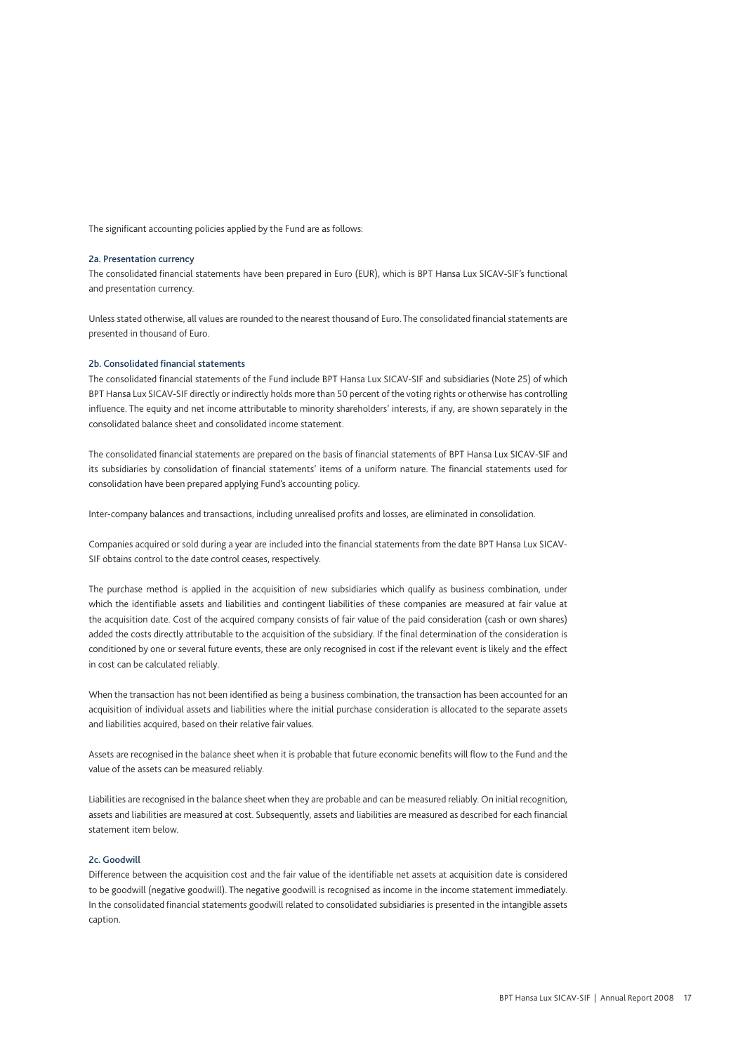The significant accounting policies applied by the Fund are as follows:

### 2a. Presentation currency

The consolidated financial statements have been prepared in Euro (EUR), which is BPT Hansa Lux SICAV-SIF's functional and presentation currency.

Unless stated otherwise, all values are rounded to the nearest thousand of Euro. The consolidated financial statements are presented in thousand of Euro.

### 2b. Consolidated financial statements

The consolidated financial statements of the Fund include BPT Hansa Lux SICAV-SIF and subsidiaries (Note 25) of which BPT Hansa Lux SICAV-SIF directly or indirectly holds more than 50 percent of the voting rights or otherwise has controlling influence. The equity and net income attributable to minority shareholders' interests, if any, are shown separately in the consolidated balance sheet and consolidated income statement.

The consolidated financial statements are prepared on the basis of financial statements of BPT Hansa Lux SICAV-SIF and its subsidiaries by consolidation of financial statements' items of a uniform nature. The financial statements used for consolidation have been prepared applying Fund's accounting policy.

Inter-company balances and transactions, including unrealised profits and losses, are eliminated in consolidation.

Companies acquired or sold during a year are included into the financial statements from the date BPT Hansa Lux SICAV-SIF obtains control to the date control ceases, respectively.

The purchase method is applied in the acquisition of new subsidiaries which qualify as business combination, under which the identifiable assets and liabilities and contingent liabilities of these companies are measured at fair value at the acquisition date. Cost of the acquired company consists of fair value of the paid consideration (cash or own shares) added the costs directly attributable to the acquisition of the subsidiary. If the final determination of the consideration is conditioned by one or several future events, these are only recognised in cost if the relevant event is likely and the effect in cost can be calculated reliably.

When the transaction has not been identified as being a business combination, the transaction has been accounted for an acquisition of individual assets and liabilities where the initial purchase consideration is allocated to the separate assets and liabilities acquired, based on their relative fair values.

Assets are recognised in the balance sheet when it is probable that future economic benefits will flow to the Fund and the value of the assets can be measured reliably.

Liabilities are recognised in the balance sheet when they are probable and can be measured reliably. On initial recognition, assets and liabilities are measured at cost. Subsequently, assets and liabilities are measured as described for each financial statement item below.

### 2c. Goodwill

Difference between the acquisition cost and the fair value of the identifiable net assets at acquisition date is considered to be goodwill (negative goodwill). The negative goodwill is recognised as income in the income statement immediately. In the consolidated financial statements goodwill related to consolidated subsidiaries is presented in the intangible assets caption.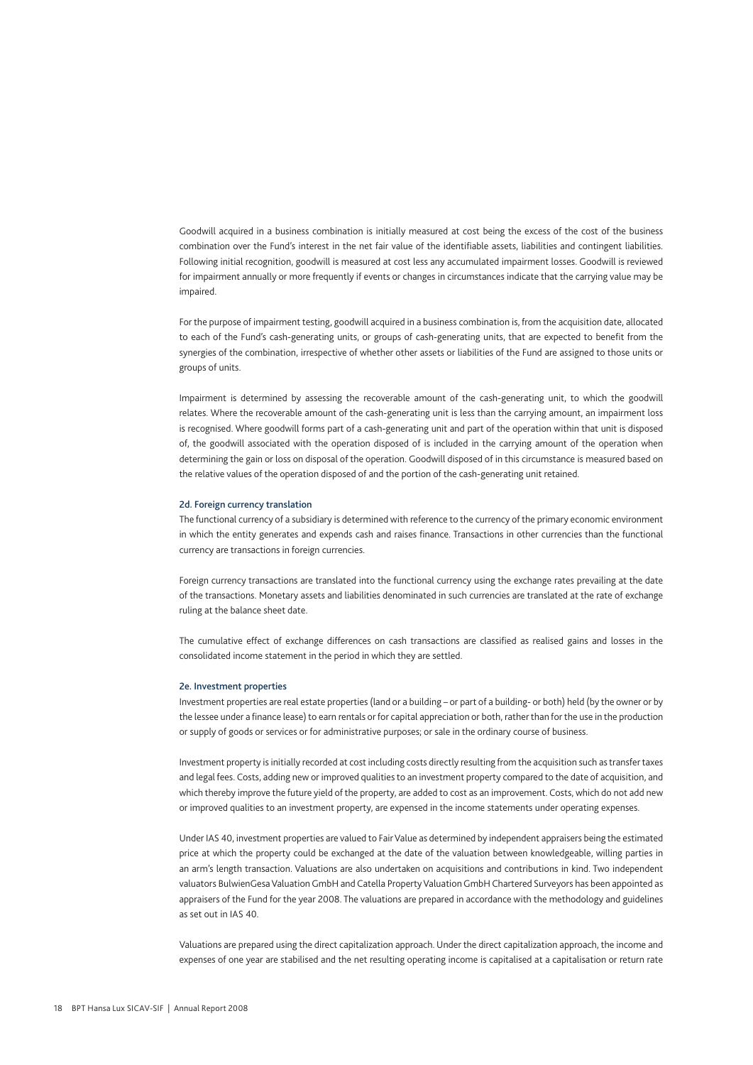Goodwill acquired in a business combination is initially measured at cost being the excess of the cost of the business combination over the Fund's interest in the net fair value of the identifiable assets, liabilities and contingent liabilities. Following initial recognition, goodwill is measured at cost less any accumulated impairment losses. Goodwill is reviewed for impairment annually or more frequently if events or changes in circumstances indicate that the carrying value may be impaired.

For the purpose of impairment testing, goodwill acquired in a business combination is, from the acquisition date, allocated to each of the Fund's cash-generating units, or groups of cash-generating units, that are expected to benefit from the synergies of the combination, irrespective of whether other assets or liabilities of the Fund are assigned to those units or groups of units.

Impairment is determined by assessing the recoverable amount of the cash-generating unit, to which the goodwill relates. Where the recoverable amount of the cash-generating unit is less than the carrying amount, an impairment loss is recognised. Where goodwill forms part of a cash-generating unit and part of the operation within that unit is disposed of, the goodwill associated with the operation disposed of is included in the carrying amount of the operation when determining the gain or loss on disposal of the operation. Goodwill disposed of in this circumstance is measured based on the relative values of the operation disposed of and the portion of the cash-generating unit retained.

#### 2d. Foreign currency translation

The functional currency of a subsidiary is determined with reference to the currency of the primary economic environment in which the entity generates and expends cash and raises finance. Transactions in other currencies than the functional currency are transactions in foreign currencies.

Foreign currency transactions are translated into the functional currency using the exchange rates prevailing at the date of the transactions. Monetary assets and liabilities denominated in such currencies are translated at the rate of exchange ruling at the balance sheet date.

The cumulative effect of exchange differences on cash transactions are classified as realised gains and losses in the consolidated income statement in the period in which they are settled.

#### 2e. Investment properties

Investment properties are real estate properties (land or a building – or part of a building- or both) held (by the owner or by the lessee under a finance lease) to earn rentals or for capital appreciation or both, rather than for the use in the production or supply of goods or services or for administrative purposes; or sale in the ordinary course of business.

Investment property is initially recorded at cost including costs directly resulting from the acquisition such as transfer taxes and legal fees. Costs, adding new or improved qualities to an investment property compared to the date of acquisition, and which thereby improve the future yield of the property, are added to cost as an improvement. Costs, which do not add new or improved qualities to an investment property, are expensed in the income statements under operating expenses.

Under IAS 40, investment properties are valued to Fair Value as determined by independent appraisers being the estimated price at which the property could be exchanged at the date of the valuation between knowledgeable, willing parties in an arm's length transaction. Valuations are also undertaken on acquisitions and contributions in kind. Two independent valuators BulwienGesa Valuation GmbH and Catella Property Valuation GmbH Chartered Surveyors has been appointed as appraisers of the Fund for the year 2008. The valuations are prepared in accordance with the methodology and guidelines as set out in IAS 40.

Valuations are prepared using the direct capitalization approach. Under the direct capitalization approach, the income and expenses of one year are stabilised and the net resulting operating income is capitalised at a capitalisation or return rate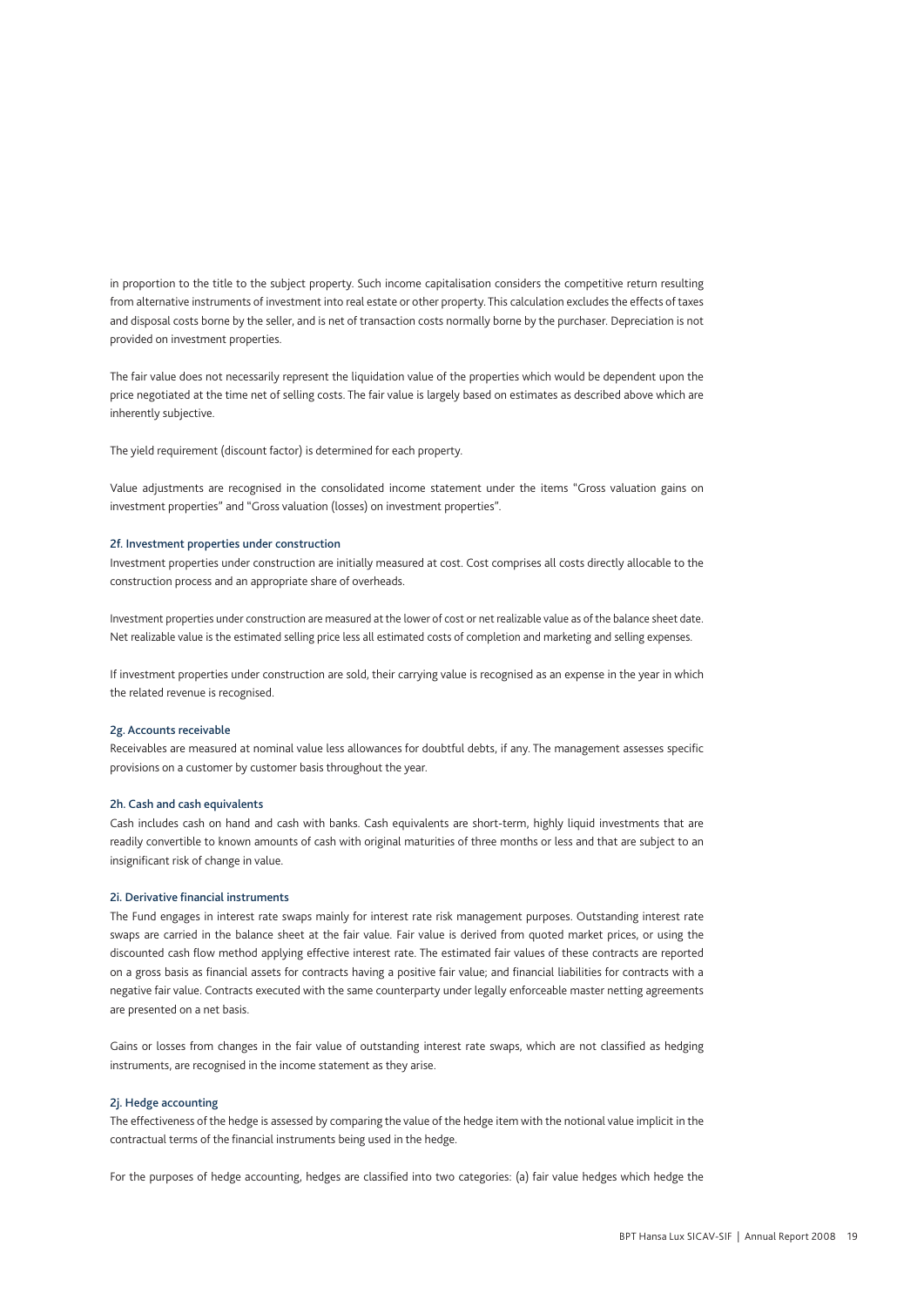in proportion to the title to the subject property. Such income capitalisation considers the competitive return resulting from alternative instruments of investment into real estate or other property. This calculation excludes the effects of taxes and disposal costs borne by the seller, and is net of transaction costs normally borne by the purchaser. Depreciation is not provided on investment properties.

The fair value does not necessarily represent the liquidation value of the properties which would be dependent upon the price negotiated at the time net of selling costs. The fair value is largely based on estimates as described above which are inherently subjective.

The yield requirement (discount factor) is determined for each property.

Value adjustments are recognised in the consolidated income statement under the items "Gross valuation gains on investment properties" and "Gross valuation (losses) on investment properties".

### 2f. Investment properties under construction

Investment properties under construction are initially measured at cost. Cost comprises all costs directly allocable to the construction process and an appropriate share of overheads.

Investment properties under construction are measured at the lower of cost or net realizable value as of the balance sheet date. Net realizable value is the estimated selling price less all estimated costs of completion and marketing and selling expenses.

If investment properties under construction are sold, their carrying value is recognised as an expense in the year in which the related revenue is recognised.

### 2g. Accounts receivable

Receivables are measured at nominal value less allowances for doubtful debts, if any. The management assesses specific provisions on a customer by customer basis throughout the year.

### 2h. Cash and cash equivalents

Cash includes cash on hand and cash with banks. Cash equivalents are short-term, highly liquid investments that are readily convertible to known amounts of cash with original maturities of three months or less and that are subject to an insignificant risk of change in value.

### 2i. Derivative financial instruments

The Fund engages in interest rate swaps mainly for interest rate risk management purposes. Outstanding interest rate swaps are carried in the balance sheet at the fair value. Fair value is derived from quoted market prices, or using the discounted cash flow method applying effective interest rate. The estimated fair values of these contracts are reported on a gross basis as financial assets for contracts having a positive fair value; and financial liabilities for contracts with a negative fair value. Contracts executed with the same counterparty under legally enforceable master netting agreements are presented on a net basis.

Gains or losses from changes in the fair value of outstanding interest rate swaps, which are not classified as hedging instruments, are recognised in the income statement as they arise.

### 2j. Hedge accounting

The effectiveness of the hedge is assessed by comparing the value of the hedge item with the notional value implicit in the contractual terms of the financial instruments being used in the hedge.

For the purposes of hedge accounting, hedges are classified into two categories: (a) fair value hedges which hedge the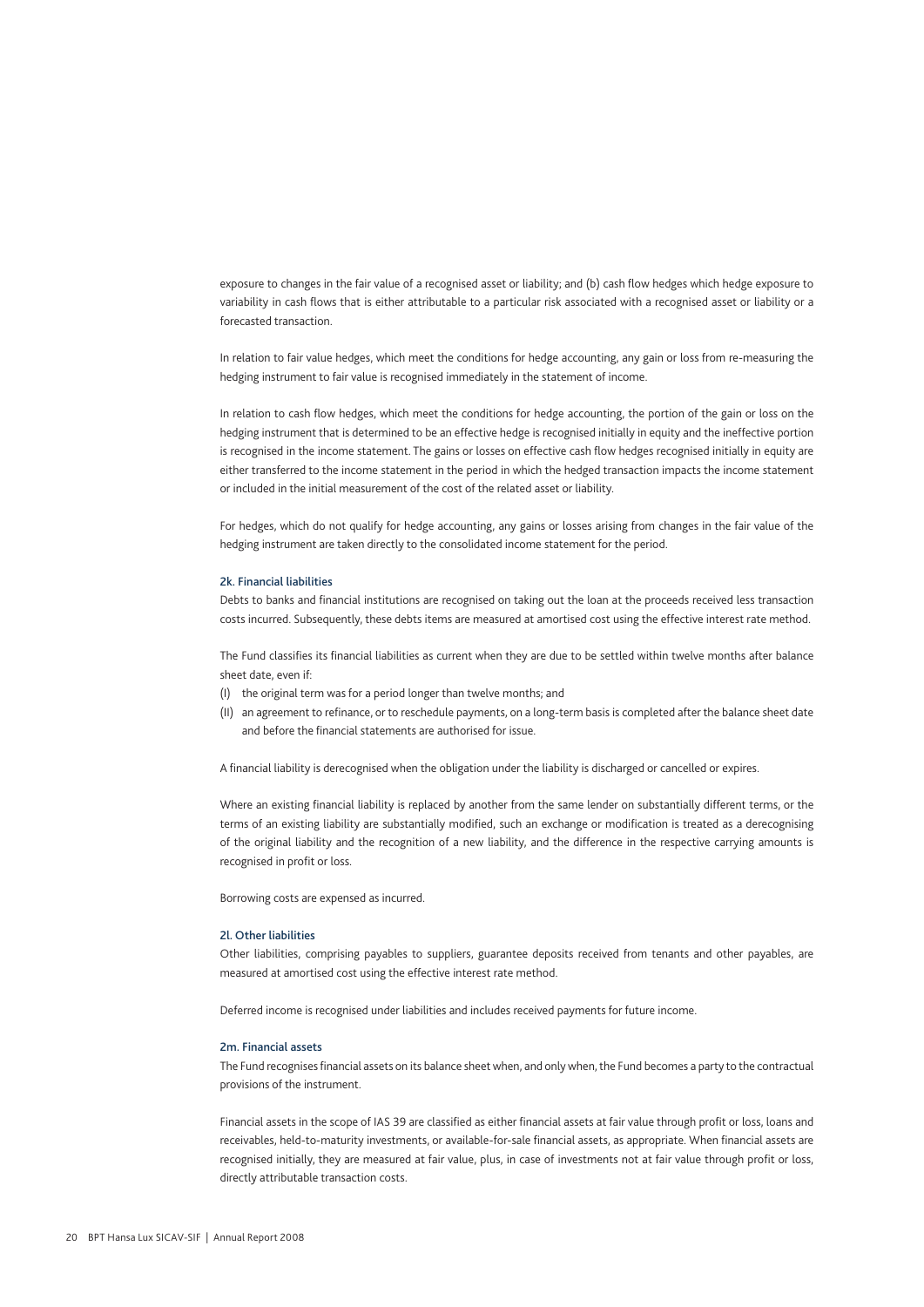exposure to changes in the fair value of a recognised asset or liability; and (b) cash flow hedges which hedge exposure to variability in cash flows that is either attributable to a particular risk associated with a recognised asset or liability or a forecasted transaction.

In relation to fair value hedges, which meet the conditions for hedge accounting, any gain or loss from re-measuring the hedging instrument to fair value is recognised immediately in the statement of income.

In relation to cash flow hedges, which meet the conditions for hedge accounting, the portion of the gain or loss on the hedging instrument that is determined to be an effective hedge is recognised initially in equity and the ineffective portion is recognised in the income statement. The gains or losses on effective cash flow hedges recognised initially in equity are either transferred to the income statement in the period in which the hedged transaction impacts the income statement or included in the initial measurement of the cost of the related asset or liability.

For hedges, which do not qualify for hedge accounting, any gains or losses arising from changes in the fair value of the hedging instrument are taken directly to the consolidated income statement for the period.

### 2k. Financial liabilities

Debts to banks and financial institutions are recognised on taking out the loan at the proceeds received less transaction costs incurred. Subsequently, these debts items are measured at amortised cost using the effective interest rate method.

The Fund classifies its financial liabilities as current when they are due to be settled within twelve months after balance sheet date, even if:

(I) the original term was for a period longer than twelve months; and
(II) an agreement to refinance, or to reschedule payments, on a long-term basis is completed after the balance sheet date and before the financial statements are authorised for issue.

A financial liability is derecognised when the obligation under the liability is discharged or cancelled or expires.

Where an existing financial liability is replaced by another from the same lender on substantially different terms, or the terms of an existing liability are substantially modified, such an exchange or modification is treated as a derecognising of the original liability and the recognition of a new liability, and the difference in the respective carrying amounts is recognised in profit or loss.

Borrowing costs are expensed as incurred.

### 2l. Other liabilities

Other liabilities, comprising payables to suppliers, guarantee deposits received from tenants and other payables, are measured at amortised cost using the effective interest rate method.

Deferred income is recognised under liabilities and includes received payments for future income.

### 2m. Financial assets

The Fund recognises financial assets on its balance sheet when, and only when, the Fund becomes a party to the contractual provisions of the instrument.

Financial assets in the scope of IAS 39 are classified as either financial assets at fair value through profit or loss, loans and receivables, held-to-maturity investments, or available-for-sale financial assets, as appropriate. When financial assets are recognised initially, they are measured at fair value, plus, in case of investments not at fair value through profit or loss, directly attributable transaction costs.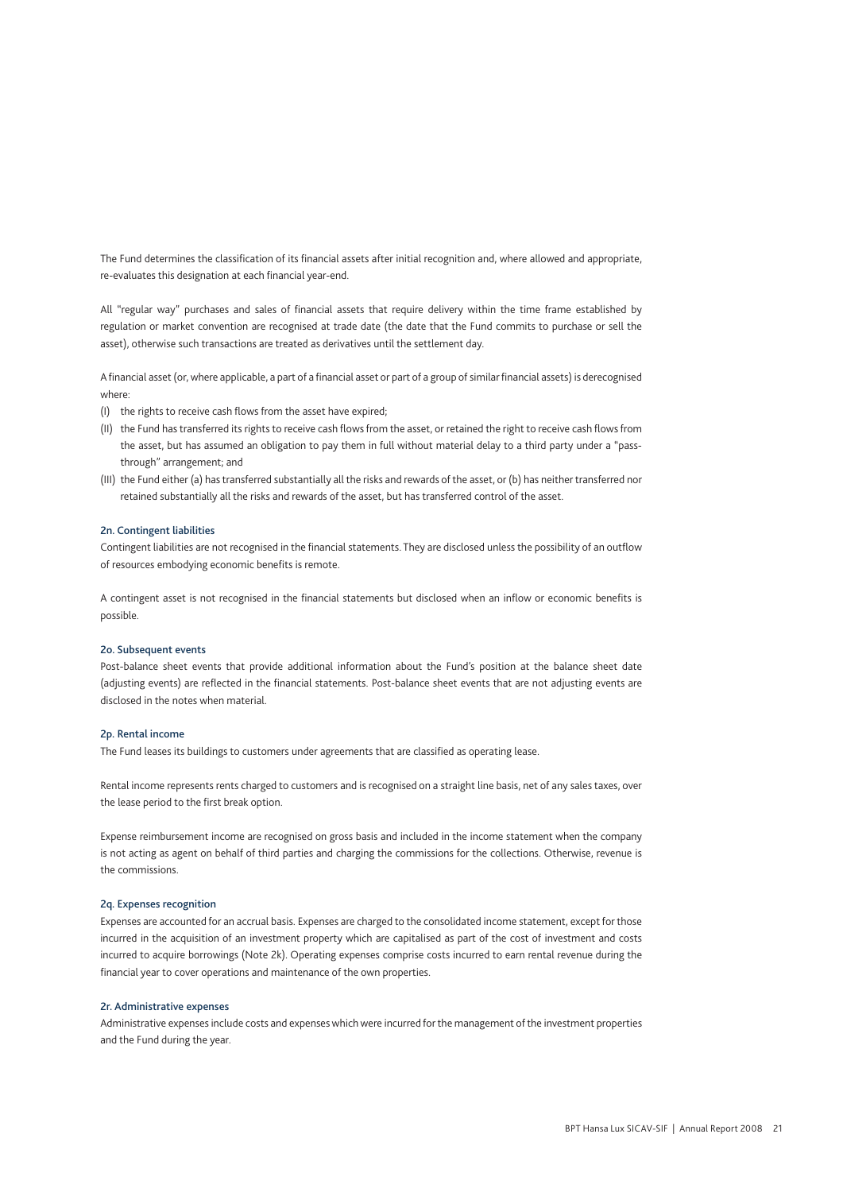The Fund determines the classification of its financial assets after initial recognition and, where allowed and appropriate, re-evaluates this designation at each financial year-end.

All "regular way" purchases and sales of financial assets that require delivery within the time frame established by regulation or market convention are recognised at trade date (the date that the Fund commits to purchase or sell the asset), otherwise such transactions are treated as derivatives until the settlement day.

A financial asset (or, where applicable, a part of a financial asset or part of a group of similar financial assets) is derecognised where:

(I) the rights to receive cash flows from the asset have expired;

(II) the Fund has transferred its rights to receive cash flows from the asset, or retained the right to receive cash flows from the asset, but has assumed an obligation to pay them in full without material delay to a third party under a "pass-through" arrangement; and

(III) the Fund either (a) has transferred substantially all the risks and rewards of the asset, or (b) has neither transferred nor retained substantially all the risks and rewards of the asset, but has transferred control of the asset.

#### 2n. Contingent liabilities

Contingent liabilities are not recognised in the financial statements. They are disclosed unless the possibility of an outflow of resources embodying economic benefits is remote.

A contingent asset is not recognised in the financial statements but disclosed when an inflow or economic benefits is possible.

#### 2o. Subsequent events

Post-balance sheet events that provide additional information about the Fund's position at the balance sheet date (adjusting events) are reflected in the financial statements. Post-balance sheet events that are not adjusting events are disclosed in the notes when material.

#### 2p. Rental income

The Fund leases its buildings to customers under agreements that are classified as operating lease.

Rental income represents rents charged to customers and is recognised on a straight line basis, net of any sales taxes, over the lease period to the first break option.

Expense reimbursement income are recognised on gross basis and included in the income statement when the company is not acting as agent on behalf of third parties and charging the commissions for the collections. Otherwise, revenue is the commissions.

#### 2q. Expenses recognition

Expenses are accounted for an accrual basis. Expenses are charged to the consolidated income statement, except for those incurred in the acquisition of an investment property which are capitalised as part of the cost of investment and costs incurred to acquire borrowings (Note 2k). Operating expenses comprise costs incurred to earn rental revenue during the financial year to cover operations and maintenance of the own properties.

#### 2r. Administrative expenses

Administrative expenses include costs and expenses which were incurred for the management of the investment properties and the Fund during the year.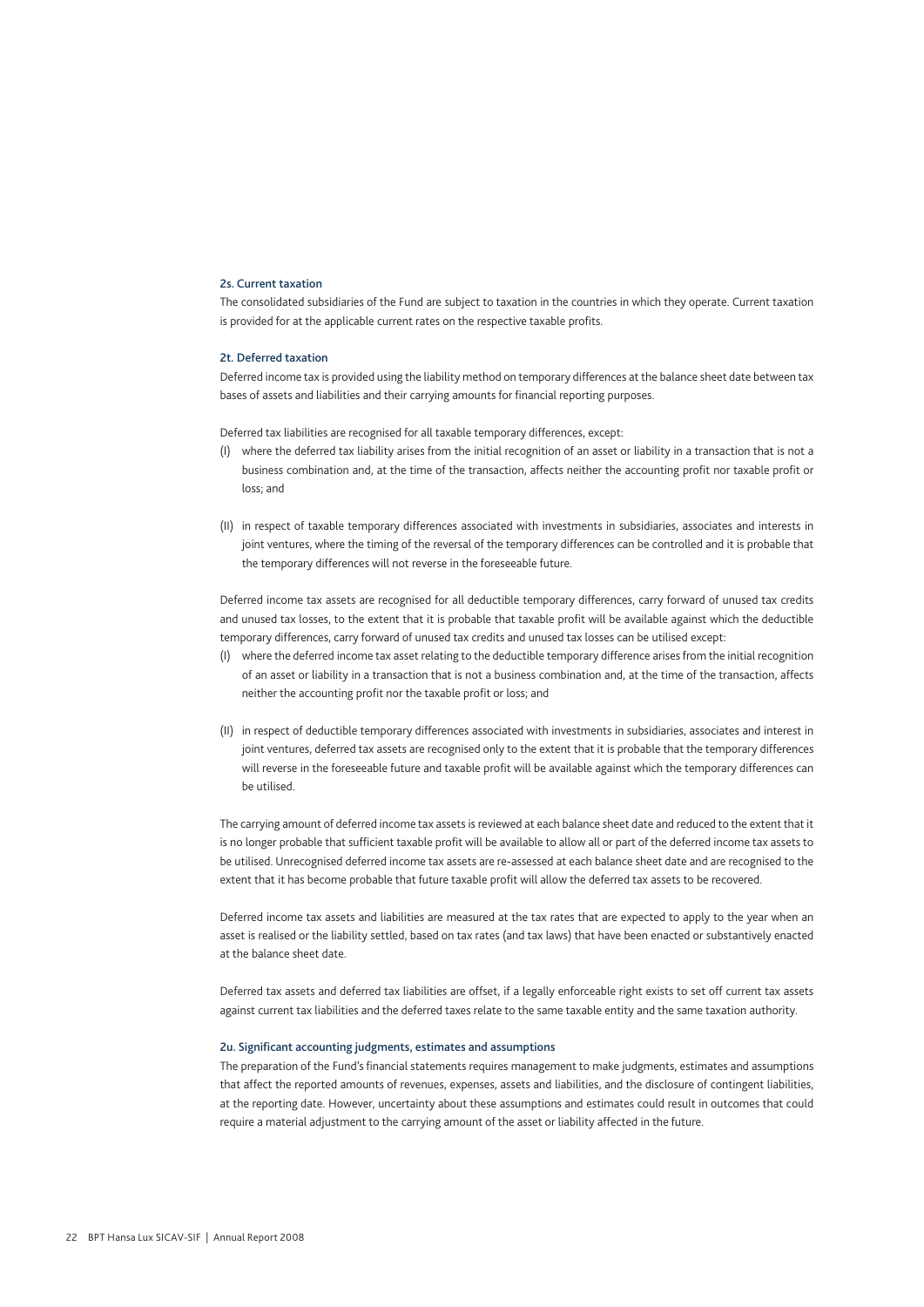### 2s. Current taxation

The consolidated subsidiaries of the Fund are subject to taxation in the countries in which they operate. Current taxation is provided for at the applicable current rates on the respective taxable profits.

### 2t. Deferred taxation

Deferred income tax is provided using the liability method on temporary differences at the balance sheet date between tax bases of assets and liabilities and their carrying amounts for financial reporting purposes.

Deferred tax liabilities are recognised for all taxable temporary differences, except:

(I) where the deferred tax liability arises from the initial recognition of an asset or liability in a transaction that is not a business combination and, at the time of the transaction, affects neither the accounting profit nor taxable profit or loss; and

(II) in respect of taxable temporary differences associated with investments in subsidiaries, associates and interests in joint ventures, where the timing of the reversal of the temporary differences can be controlled and it is probable that the temporary differences will not reverse in the foreseeable future.

Deferred income tax assets are recognised for all deductible temporary differences, carry forward of unused tax credits and unused tax losses, to the extent that it is probable that taxable profit will be available against which the deductible temporary differences, carry forward of unused tax credits and unused tax losses can be utilised except:

(I) where the deferred income tax asset relating to the deductible temporary difference arises from the initial recognition of an asset or liability in a transaction that is not a business combination and, at the time of the transaction, affects neither the accounting profit nor the taxable profit or loss; and

(II) in respect of deductible temporary differences associated with investments in subsidiaries, associates and interest in joint ventures, deferred tax assets are recognised only to the extent that it is probable that the temporary differences will reverse in the foreseeable future and taxable profit will be available against which the temporary differences can be utilised.

The carrying amount of deferred income tax assets is reviewed at each balance sheet date and reduced to the extent that it is no longer probable that sufficient taxable profit will be available to allow all or part of the deferred income tax assets to be utilised. Unrecognised deferred income tax assets are re-assessed at each balance sheet date and are recognised to the extent that it has become probable that future taxable profit will allow the deferred tax assets to be recovered.

Deferred income tax assets and liabilities are measured at the tax rates that are expected to apply to the year when an asset is realised or the liability settled, based on tax rates (and tax laws) that have been enacted or substantively enacted at the balance sheet date.

Deferred tax assets and deferred tax liabilities are offset, if a legally enforceable right exists to set off current tax assets against current tax liabilities and the deferred taxes relate to the same taxable entity and the same taxation authority.

### 2u. Significant accounting judgments, estimates and assumptions

The preparation of the Fund's financial statements requires management to make judgments, estimates and assumptions that affect the reported amounts of revenues, expenses, assets and liabilities, and the disclosure of contingent liabilities, at the reporting date. However, uncertainty about these assumptions and estimates could result in outcomes that could require a material adjustment to the carrying amount of the asset or liability affected in the future.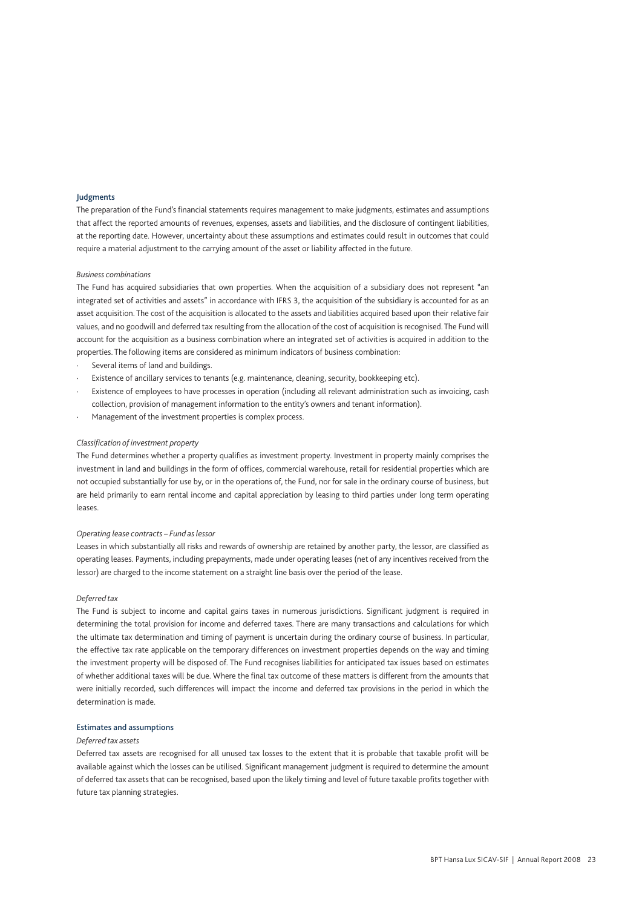**Judgments**

The preparation of the Fund's financial statements requires management to make judgments, estimates and assumptions that affect the reported amounts of revenues, expenses, assets and liabilities, and the disclosure of contingent liabilities, at the reporting date. However, uncertainty about these assumptions and estimates could result in outcomes that could require a material adjustment to the carrying amount of the asset or liability affected in the future.

*Business combinations*

The Fund has acquired subsidiaries that own properties. When the acquisition of a subsidiary does not represent "an integrated set of activities and assets" in accordance with IFRS 3, the acquisition of the subsidiary is accounted for as an asset acquisition. The cost of the acquisition is allocated to the assets and liabilities acquired based upon their relative fair values, and no goodwill and deferred tax resulting from the allocation of the cost of acquisition is recognised. The Fund will account for the acquisition as a business combination where an integrated set of activities is acquired in addition to the properties. The following items are considered as minimum indicators of business combination:

- Several items of land and buildings.
- Existence of ancillary services to tenants (e.g. maintenance, cleaning, security, bookkeeping etc).
- Existence of employees to have processes in operation (including all relevant administration such as invoicing, cash collection, provision of management information to the entity's owners and tenant information).
- Management of the investment properties is complex process.

*Classification of investment property*

The Fund determines whether a property qualifies as investment property. Investment in property mainly comprises the investment in land and buildings in the form of offices, commercial warehouse, retail for residential properties which are not occupied substantially for use by, or in the operations of, the Fund, nor for sale in the ordinary course of business, but are held primarily to earn rental income and capital appreciation by leasing to third parties under long term operating leases.

*Operating lease contracts – Fund as lessor*

Leases in which substantially all risks and rewards of ownership are retained by another party, the lessor, are classified as operating leases. Payments, including prepayments, made under operating leases (net of any incentives received from the lessor) are charged to the income statement on a straight line basis over the period of the lease.

*Deferred tax*

The Fund is subject to income and capital gains taxes in numerous jurisdictions. Significant judgment is required in determining the total provision for income and deferred taxes. There are many transactions and calculations for which the ultimate tax determination and timing of payment is uncertain during the ordinary course of business. In particular, the effective tax rate applicable on the temporary differences on investment properties depends on the way and timing the investment property will be disposed of. The Fund recognises liabilities for anticipated tax issues based on estimates of whether additional taxes will be due. Where the final tax outcome of these matters is different from the amounts that were initially recorded, such differences will impact the income and deferred tax provisions in the period in which the determination is made.

**Estimates and assumptions**

*Deferred tax assets*

Deferred tax assets are recognised for all unused tax losses to the extent that it is probable that taxable profit will be available against which the losses can be utilised. Significant management judgment is required to determine the amount of deferred tax assets that can be recognised, based upon the likely timing and level of future taxable profits together with future tax planning strategies.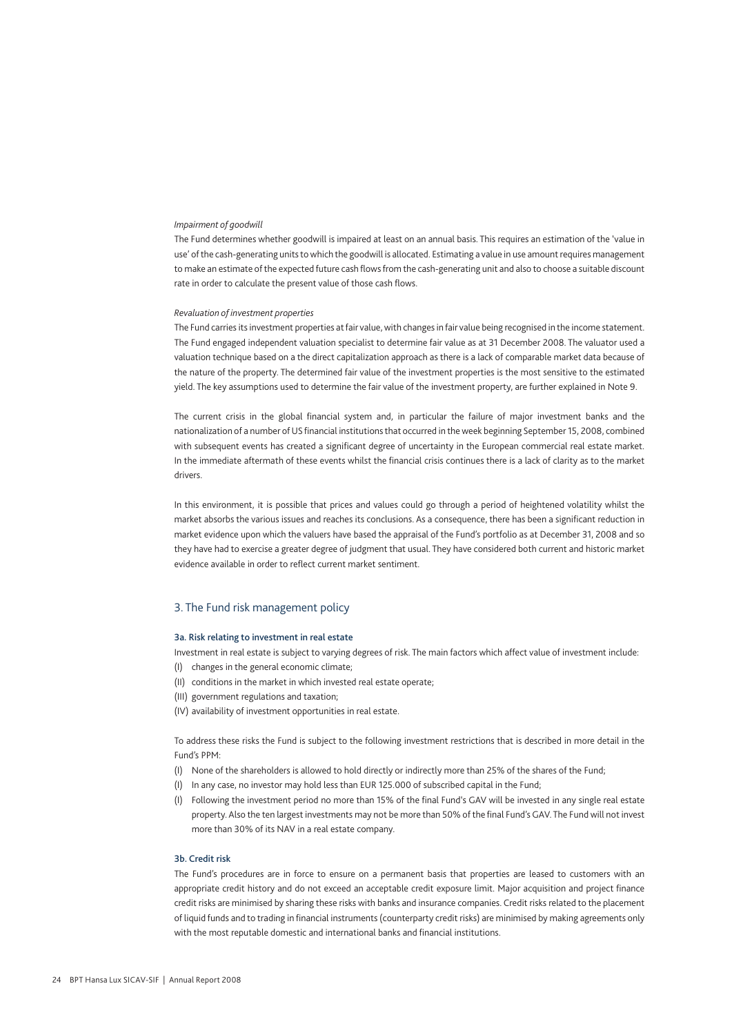*Impairment of goodwill*

The Fund determines whether goodwill is impaired at least on an annual basis. This requires an estimation of the 'value in use' of the cash-generating units to which the goodwill is allocated. Estimating a value in use amount requires management to make an estimate of the expected future cash flows from the cash-generating unit and also to choose a suitable discount rate in order to calculate the present value of those cash flows.

*Revaluation of investment properties*

The Fund carries its investment properties at fair value, with changes in fair value being recognised in the income statement. The Fund engaged independent valuation specialist to determine fair value as at 31 December 2008. The valuator used a valuation technique based on a the direct capitalization approach as there is a lack of comparable market data because of the nature of the property. The determined fair value of the investment properties is the most sensitive to the estimated yield. The key assumptions used to determine the fair value of the investment property, are further explained in Note 9.

The current crisis in the global financial system and, in particular the failure of major investment banks and the nationalization of a number of US financial institutions that occurred in the week beginning September 15, 2008, combined with subsequent events has created a significant degree of uncertainty in the European commercial real estate market. In the immediate aftermath of these events whilst the financial crisis continues there is a lack of clarity as to the market drivers.

In this environment, it is possible that prices and values could go through a period of heightened volatility whilst the market absorbs the various issues and reaches its conclusions. As a consequence, there has been a significant reduction in market evidence upon which the valuers have based the appraisal of the Fund's portfolio as at December 31, 2008 and so they have had to exercise a greater degree of judgment that usual. They have considered both current and historic market evidence available in order to reflect current market sentiment.

## 3. The Fund risk management policy

### 3a. Risk relating to investment in real estate

Investment in real estate is subject to varying degrees of risk. The main factors which affect value of investment include:

(I) changes in the general economic climate;
(II) conditions in the market in which invested real estate operate;
(III) government regulations and taxation;
(IV) availability of investment opportunities in real estate.

To address these risks the Fund is subject to the following investment restrictions that is described in more detail in the Fund's PPM:

(I) None of the shareholders is allowed to hold directly or indirectly more than 25% of the shares of the Fund;
(I) In any case, no investor may hold less than EUR 125.000 of subscribed capital in the Fund;
(I) Following the investment period no more than 15% of the final Fund's GAV will be invested in any single real estate property. Also the ten largest investments may not be more than 50% of the final Fund's GAV. The Fund will not invest more than 30% of its NAV in a real estate company.

### 3b. Credit risk

The Fund's procedures are in force to ensure on a permanent basis that properties are leased to customers with an appropriate credit history and do not exceed an acceptable credit exposure limit. Major acquisition and project finance credit risks are minimised by sharing these risks with banks and insurance companies. Credit risks related to the placement of liquid funds and to trading in financial instruments (counterparty credit risks) are minimised by making agreements only with the most reputable domestic and international banks and financial institutions.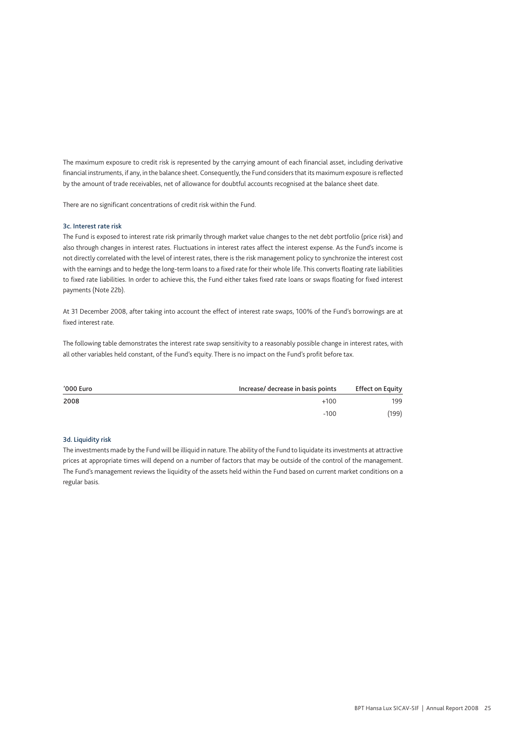The maximum exposure to credit risk is represented by the carrying amount of each financial asset, including derivative financial instruments, if any, in the balance sheet. Consequently, the Fund considers that its maximum exposure is reflected by the amount of trade receivables, net of allowance for doubtful accounts recognised at the balance sheet date.

There are no significant concentrations of credit risk within the Fund.

### 3c. Interest rate risk

The Fund is exposed to interest rate risk primarily through market value changes to the net debt portfolio (price risk) and also through changes in interest rates. Fluctuations in interest rates affect the interest expense. As the Fund's income is not directly correlated with the level of interest rates, there is the risk management policy to synchronize the interest cost with the earnings and to hedge the long-term loans to a fixed rate for their whole life. This converts floating rate liabilities to fixed rate liabilities. In order to achieve this, the Fund either takes fixed rate loans or swaps floating for fixed interest payments (Note 22b).

At 31 December 2008, after taking into account the effect of interest rate swaps, 100% of the Fund's borrowings are at fixed interest rate.

The following table demonstrates the interest rate swap sensitivity to a reasonably possible change in interest rates, with all other variables held constant, of the Fund's equity. There is no impact on the Fund's profit before tax.

| '000 Euro | Increase/ decrease in basis points | Effect on Equity |
|---|---|---|
| **2008** | +100 | 199 |
| | -100 | (199) |

### 3d. Liquidity risk

The investments made by the Fund will be illiquid in nature. The ability of the Fund to liquidate its investments at attractive prices at appropriate times will depend on a number of factors that may be outside of the control of the management. The Fund's management reviews the liquidity of the assets held within the Fund based on current market conditions on a regular basis.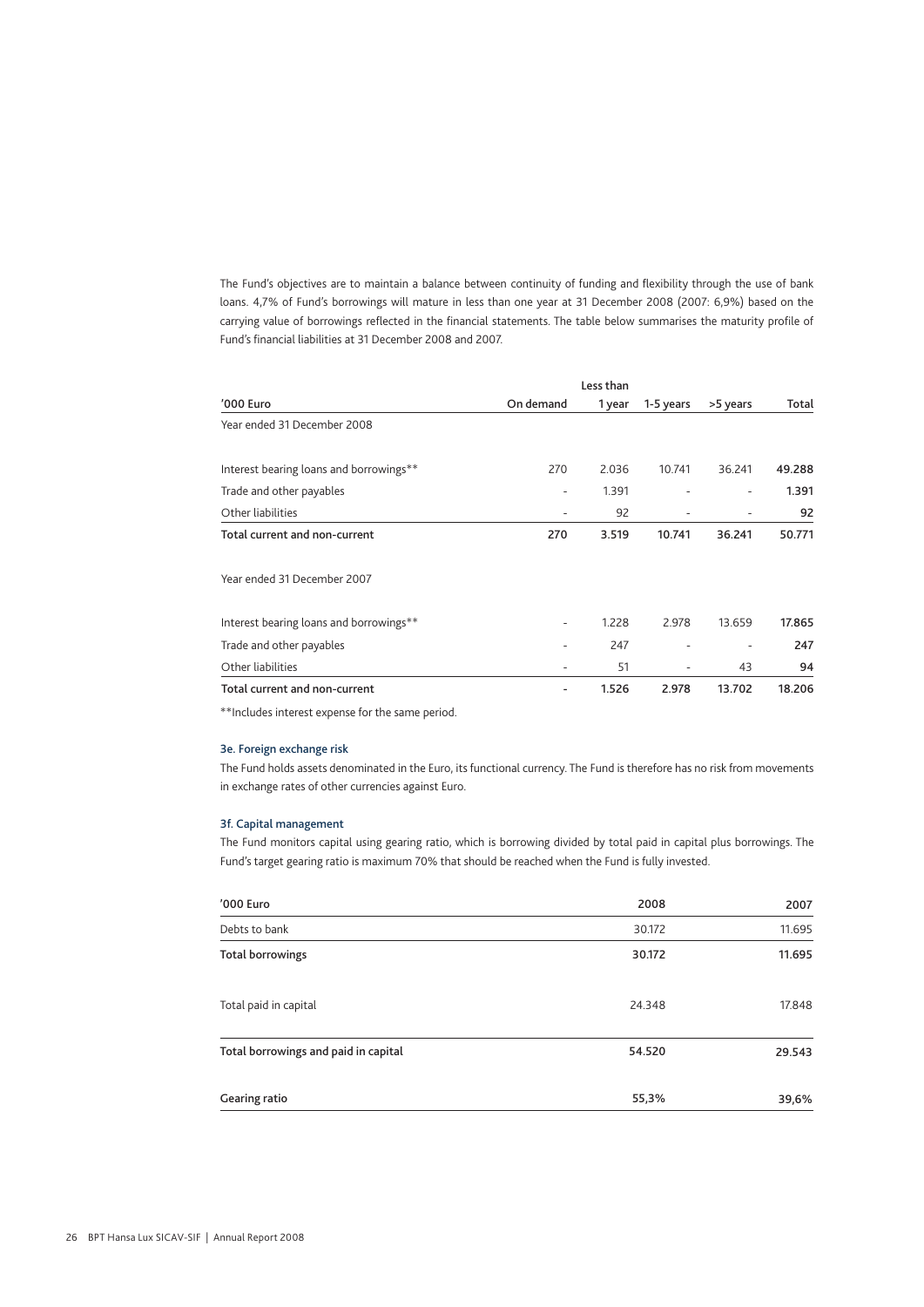The Fund's objectives are to maintain a balance between continuity of funding and flexibility through the use of bank loans. 4,7% of Fund's borrowings will mature in less than one year at 31 December 2008 (2007: 6,9%) based on the carrying value of borrowings reflected in the financial statements. The table below summarises the maturity profile of Fund's financial liabilities at 31 December 2008 and 2007.

| '000 Euro | On demand | Less than 1 year | 1-5 years | >5 years | Total |
|---|---|---|---|---|---|
| Year ended 31 December 2008 | | | | | |
| Interest bearing loans and borrowings** | 270 | 2.036 | 10.741 | 36.241 | **49.288** |
| Trade and other payables | - | 1.391 | - | - | **1.391** |
| Other liabilities | - | 92 | - | - | **92** |
| **Total current and non-current** | **270** | **3.519** | **10.741** | **36.241** | **50.771** |
| Year ended 31 December 2007 | | | | | |
| Interest bearing loans and borrowings** | - | 1.228 | 2.978 | 13.659 | **17.865** |
| Trade and other payables | - | 247 | - | - | **247** |
| Other liabilities | - | 51 | - | 43 | **94** |
| **Total current and non-current** | **-** | **1.526** | **2.978** | **13.702** | **18.206** |

**Includes interest expense for the same period.

### 3e. Foreign exchange risk

The Fund holds assets denominated in the Euro, its functional currency. The Fund is therefore has no risk from movements in exchange rates of other currencies against Euro.

### 3f. Capital management

The Fund monitors capital using gearing ratio, which is borrowing divided by total paid in capital plus borrowings. The Fund's target gearing ratio is maximum 70% that should be reached when the Fund is fully invested.

| '000 Euro | 2008 | 2007 |
|---|---|---|
| Debts to bank | 30.172 | 11.695 |
| **Total borrowings** | **30.172** | **11.695** |
| Total paid in capital | 24.348 | 17.848 |
| **Total borrowings and paid in capital** | **54.520** | **29.543** |
| **Gearing ratio** | **55,3%** | **39,6%** |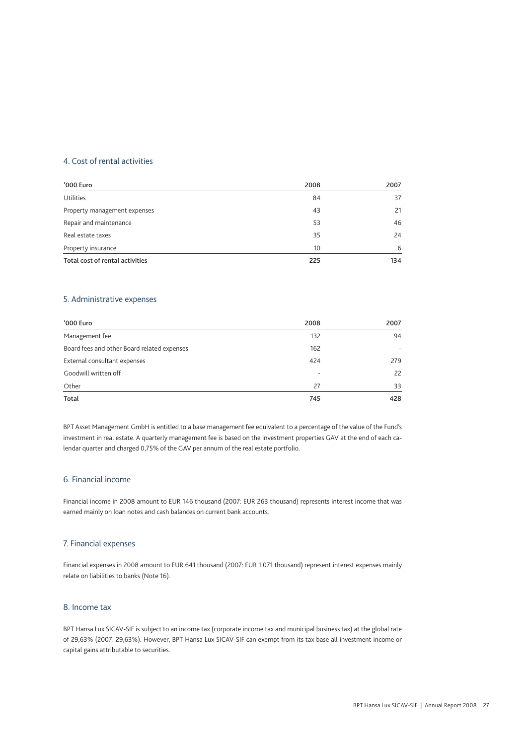## 4. Cost of rental activities

| '000 Euro | 2008 | 2007 |
|---|---|---|
| Utilities | 84 | 37 |
| Property management expenses | 43 | 21 |
| Repair and maintenance | 53 | 46 |
| Real estate taxes | 35 | 24 |
| Property insurance | 10 | 6 |
| **Total cost of rental activities** | **225** | **134** |

## 5. Administrative expenses

| '000 Euro | 2008 | 2007 |
|---|---|---|
| Management fee | 132 | 94 |
| Board fees and other Board related expenses | 162 | - |
| External consultant expenses | 424 | 279 |
| Goodwill written off | - | 22 |
| Other | 27 | 33 |
| **Total** | **745** | **428** |

BPT Asset Management GmbH is entitled to a base management fee equivalent to a percentage of the value of the Fund's investment in real estate. A quarterly management fee is based on the investment properties GAV at the end of each calendar quarter and charged 0,75% of the GAV per annum of the real estate portfolio.

## 6. Financial income

Financial income in 2008 amount to EUR 146 thousand (2007: EUR 263 thousand) represents interest income that was earned mainly on loan notes and cash balances on current bank accounts.

## 7. Financial expenses

Financial expenses in 2008 amount to EUR 641 thousand (2007: EUR 1.071 thousand) represent interest expenses mainly relate on liabilities to banks (Note 16).

## 8. Income tax

BPT Hansa Lux SICAV-SIF is subject to an income tax (corporate income tax and municipal business tax) at the global rate of 29,63% (2007: 29,63%). However, BPT Hansa Lux SICAV-SIF can exempt from its tax base all investment income or capital gains attributable to securities.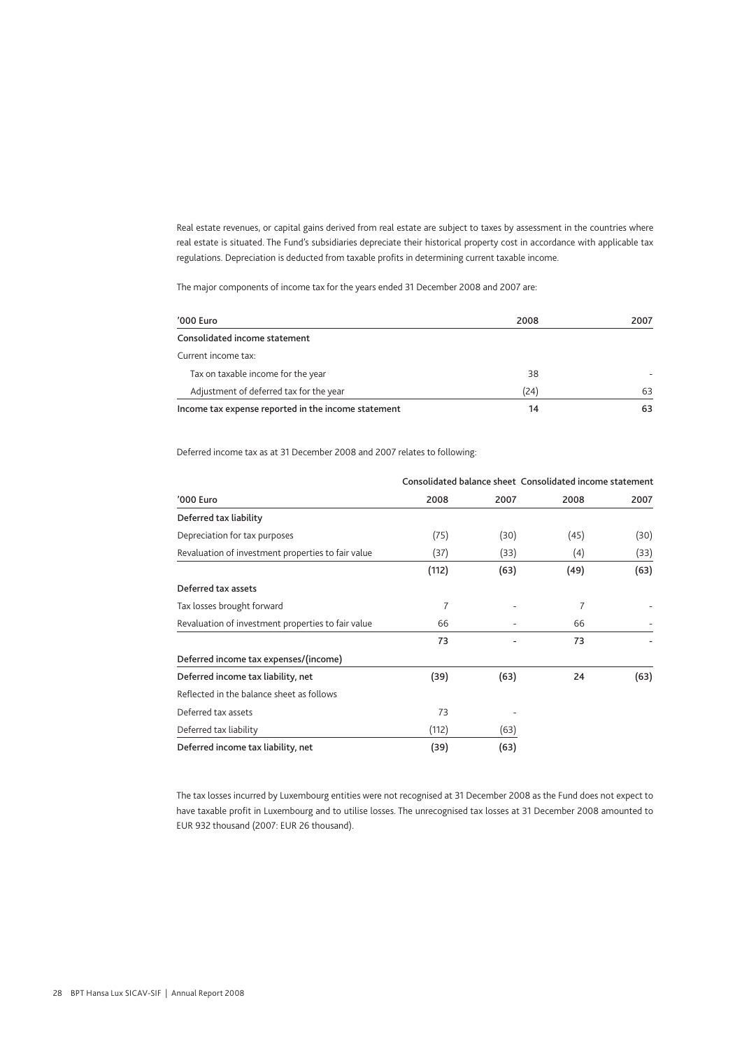Real estate revenues, or capital gains derived from real estate are subject to taxes by assessment in the countries where real estate is situated. The Fund's subsidiaries depreciate their historical property cost in accordance with applicable tax regulations. Depreciation is deducted from taxable profits in determining current taxable income.

The major components of income tax for the years ended 31 December 2008 and 2007 are:

| '000 Euro | 2008 | 2007 |
|---|---|---|
| **Consolidated income statement** | | |
| Current income tax: | | |
| Tax on taxable income for the year | 38 | - |
| Adjustment of deferred tax for the year | (24) | 63 |
| **Income tax expense reported in the income statement** | **14** | **63** |

Deferred income tax as at 31 December 2008 and 2007 relates to following:

| | Consolidated balance sheet | | Consolidated income statement | |
|---|---|---|---|---|
| '000 Euro | 2008 | 2007 | 2008 | 2007 |
| **Deferred tax liability** | | | | |
| Depreciation for tax purposes | (75) | (30) | (45) | (30) |
| Revaluation of investment properties to fair value | (37) | (33) | (4) | (33) |
| | **(112)** | **(63)** | **(49)** | **(63)** |
| **Deferred tax assets** | | | | |
| Tax losses brought forward | 7 | - | 7 | - |
| Revaluation of investment properties to fair value | 66 | - | 66 | - |
| | **73** | **-** | **73** | **-** |
| **Deferred income tax expenses/(income)** | | | | |
| **Deferred income tax liability, net** | **(39)** | **(63)** | **24** | **(63)** |
| Reflected in the balance sheet as follows | | | | |
| Deferred tax assets | 73 | - | | |
| Deferred tax liability | (112) | (63) | | |
| **Deferred income tax liability, net** | **(39)** | **(63)** | | |

The tax losses incurred by Luxembourg entities were not recognised at 31 December 2008 as the Fund does not expect to have taxable profit in Luxembourg and to utilise losses. The unrecognised tax losses at 31 December 2008 amounted to EUR 932 thousand (2007: EUR 26 thousand).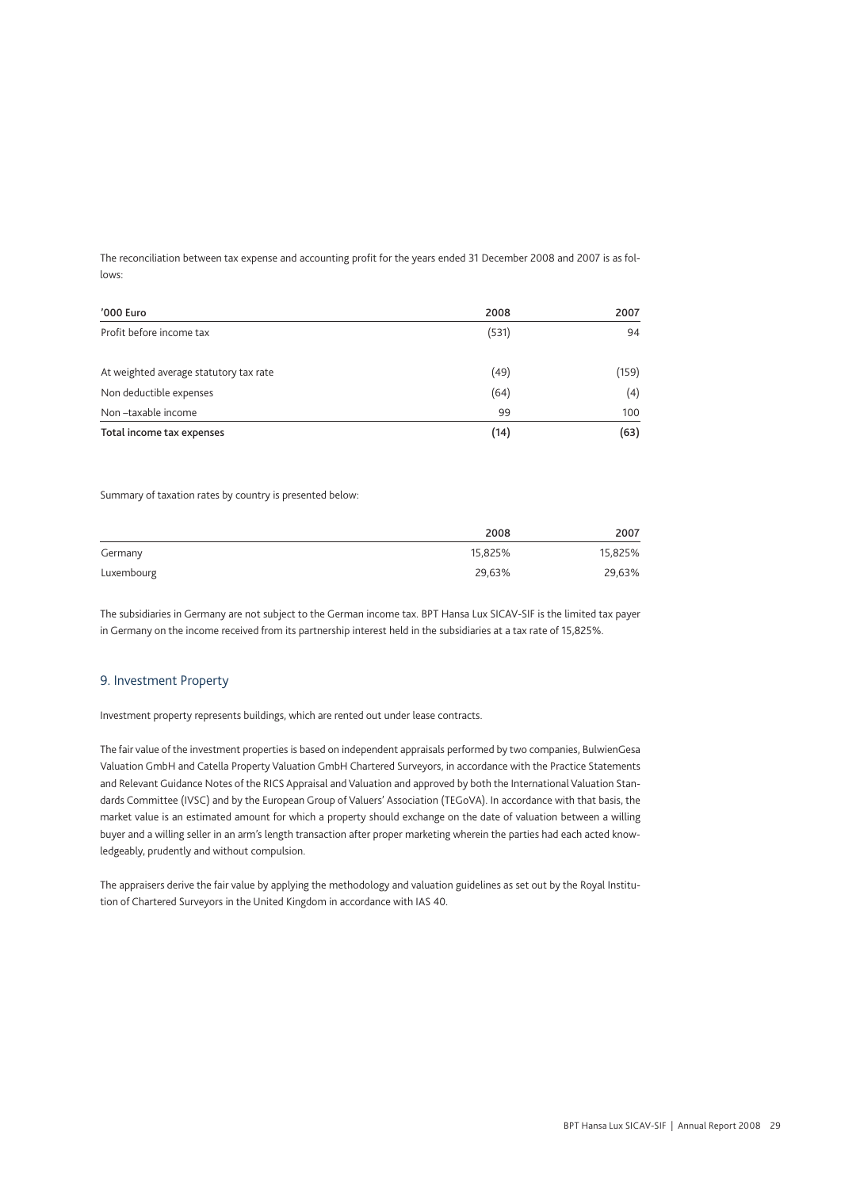The reconciliation between tax expense and accounting profit for the years ended 31 December 2008 and 2007 is as follows:

| '000 Euro | 2008 | 2007 |
|---|---|---|
| Profit before income tax | (531) | 94 |
| | | |
| At weighted average statutory tax rate | (49) | (159) |
| Non deductible expenses | (64) | (4) |
| Non –taxable income | 99 | 100 |
| **Total income tax expenses** | **(14)** | **(63)** |

Summary of taxation rates by country is presented below:

| | 2008 | 2007 |
|---|---|---|
| Germany | 15,825% | 15,825% |
| Luxembourg | 29,63% | 29,63% |

The subsidiaries in Germany are not subject to the German income tax. BPT Hansa Lux SICAV-SIF is the limited tax payer in Germany on the income received from its partnership interest held in the subsidiaries at a tax rate of 15,825%.

## 9. Investment Property

Investment property represents buildings, which are rented out under lease contracts.

The fair value of the investment properties is based on independent appraisals performed by two companies, BulwienGesa Valuation GmbH and Catella Property Valuation GmbH Chartered Surveyors, in accordance with the Practice Statements and Relevant Guidance Notes of the RICS Appraisal and Valuation and approved by both the International Valuation Standards Committee (IVSC) and by the European Group of Valuers' Association (TEGoVA). In accordance with that basis, the market value is an estimated amount for which a property should exchange on the date of valuation between a willing buyer and a willing seller in an arm's length transaction after proper marketing wherein the parties had each acted knowledgeably, prudently and without compulsion.

The appraisers derive the fair value by applying the methodology and valuation guidelines as set out by the Royal Institution of Chartered Surveyors in the United Kingdom in accordance with IAS 40.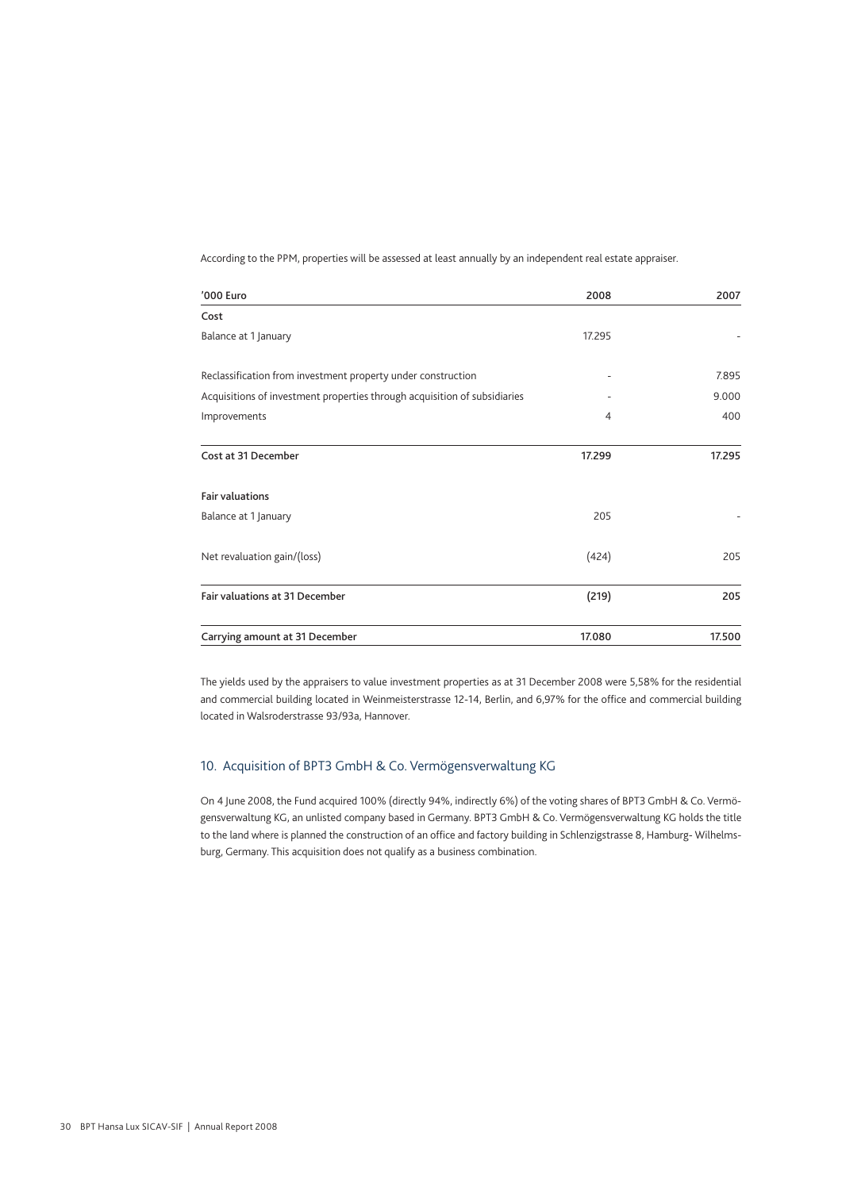According to the PPM, properties will be assessed at least annually by an independent real estate appraiser.

| '000 Euro | 2008 | 2007 |
|---|---|---|
| **Cost** | | |
| Balance at 1 January | 17.295 | - |
| Reclassification from investment property under construction | - | 7.895 |
| Acquisitions of investment properties through acquisition of subsidiaries | - | 9.000 |
| Improvements | 4 | 400 |
| **Cost at 31 December** | **17.299** | **17.295** |
| **Fair valuations** | | |
| Balance at 1 January | 205 | - |
| Net revaluation gain/(loss) | (424) | 205 |
| **Fair valuations at 31 December** | **(219)** | **205** |
| **Carrying amount at 31 December** | **17.080** | **17.500** |

The yields used by the appraisers to value investment properties as at 31 December 2008 were 5,58% for the residential and commercial building located in Weinmeisterstrasse 12-14, Berlin, and 6,97% for the office and commercial building located in Walsroderstrasse 93/93a, Hannover.

## 10. Acquisition of BPT3 GmbH & Co. Vermögensverwaltung KG

On 4 June 2008, the Fund acquired 100% (directly 94%, indirectly 6%) of the voting shares of BPT3 GmbH & Co. Vermögensverwaltung KG, an unlisted company based in Germany. BPT3 GmbH & Co. Vermögensverwaltung KG holds the title to the land where is planned the construction of an office and factory building in Schlenzigstrasse 8, Hamburg- Wilhelmsburg, Germany. This acquisition does not qualify as a business combination.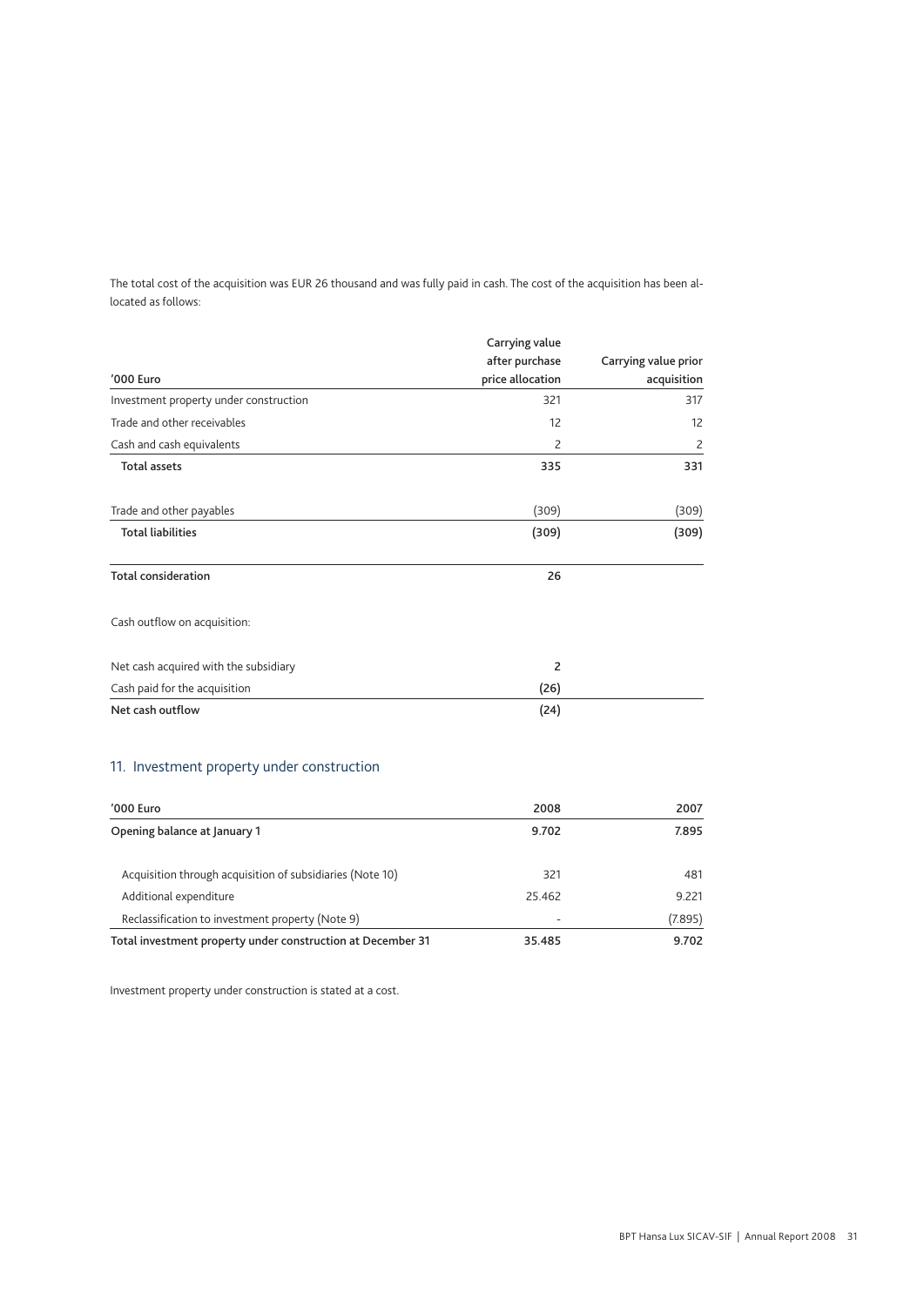The total cost of the acquisition was EUR 26 thousand and was fully paid in cash. The cost of the acquisition has been allocated as follows:

| '000 Euro | Carrying value after purchase price allocation | Carrying value prior acquisition |
|---|---|---|
| Investment property under construction | 321 | 317 |
| Trade and other receivables | 12 | 12 |
| Cash and cash equivalents | 2 | 2 |
| **Total assets** | **335** | **331** |
| | | |
| Trade and other payables | (309) | (309) |
| **Total liabilities** | **(309)** | **(309)** |
| | | |
| **Total consideration** | **26** | |
| | | |
| Cash outflow on acquisition: | | |
| | | |
| Net cash acquired with the subsidiary | 2 | |
| Cash paid for the acquisition | (26) | |
| **Net cash outflow** | **(24)** | |

## 11. Investment property under construction

| '000 Euro | 2008 | 2007 |
|---|---|---|
| **Opening balance at January 1** | **9.702** | **7.895** |
| | | |
| Acquisition through acquisition of subsidiaries (Note 10) | 321 | 481 |
| Additional expenditure | 25.462 | 9.221 |
| Reclassification to investment property (Note 9) | - | (7.895) |
| **Total investment property under construction at December 31** | **35.485** | **9.702** |

Investment property under construction is stated at a cost.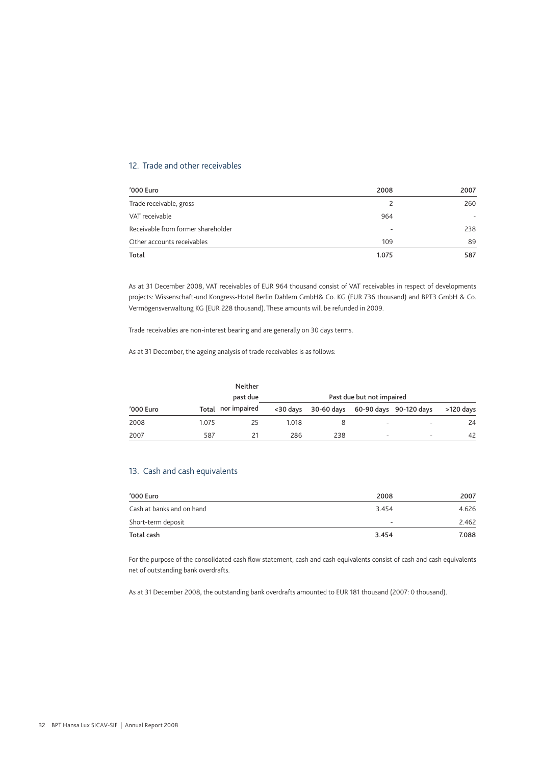## 12. Trade and other receivables

| '000 Euro | 2008 | 2007 |
|---|---|---|
| Trade receivable, gross | 2 | 260 |
| VAT receivable | 964 | - |
| Receivable from former shareholder | - | 238 |
| Other accounts receivables | 109 | 89 |
| **Total** | **1.075** | **587** |

As at 31 December 2008, VAT receivables of EUR 964 thousand consist of VAT receivables in respect of developments projects: Wissenschaft-und Kongress-Hotel Berlin Dahlem GmbH& Co. KG (EUR 736 thousand) and BPT3 GmbH & Co. Vermögensverwaltung KG (EUR 228 thousand). These amounts will be refunded in 2009.

Trade receivables are non-interest bearing and are generally on 30 days terms.

As at 31 December, the ageing analysis of trade receivables is as follows:

| | | Neither past due | Past due but not impaired | | | | |
|---|---|---|---|---|---|---|---|
| '000 Euro | Total | nor impaired | <30 days | 30-60 days | 60-90 days | 90-120 days | >120 days |
| 2008 | 1.075 | 25 | 1.018 | 8 | - | - | 24 |
| 2007 | 587 | 21 | 286 | 238 | - | - | 42 |

## 13. Cash and cash equivalents

| '000 Euro | 2008 | 2007 |
|---|---|---|
| Cash at banks and on hand | 3.454 | 4.626 |
| Short-term deposit | - | 2.462 |
| **Total cash** | **3.454** | **7.088** |

For the purpose of the consolidated cash flow statement, cash and cash equivalents consist of cash and cash equivalents net of outstanding bank overdrafts.

As at 31 December 2008, the outstanding bank overdrafts amounted to EUR 181 thousand (2007: 0 thousand).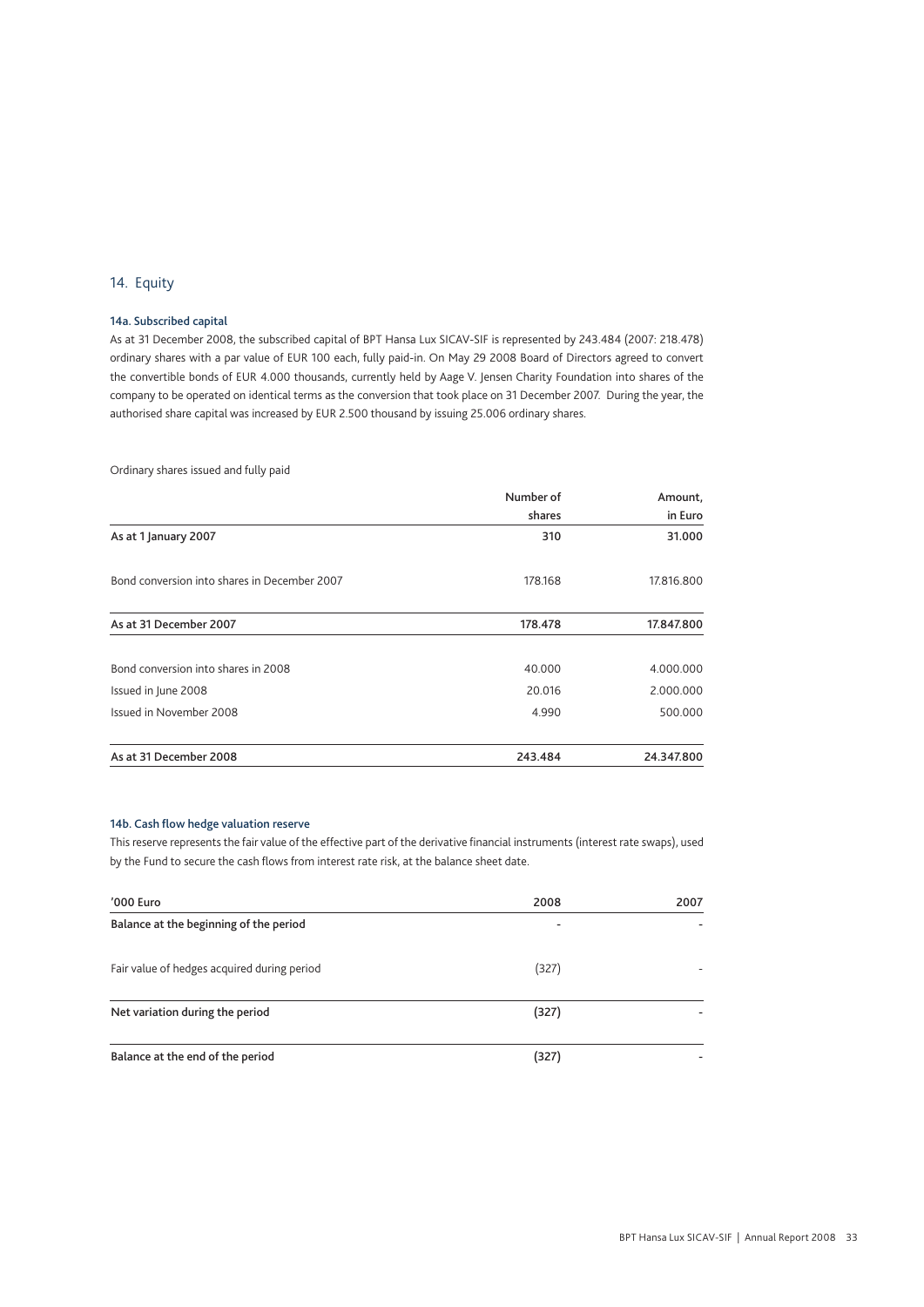## 14. Equity

### 14a. Subscribed capital

As at 31 December 2008, the subscribed capital of BPT Hansa Lux SICAV-SIF is represented by 243.484 (2007: 218.478) ordinary shares with a par value of EUR 100 each, fully paid-in. On May 29 2008 Board of Directors agreed to convert the convertible bonds of EUR 4.000 thousands, currently held by Aage V. Jensen Charity Foundation into shares of the company to be operated on identical terms as the conversion that took place on 31 December 2007. During the year, the authorised share capital was increased by EUR 2.500 thousand by issuing 25.006 ordinary shares.

Ordinary shares issued and fully paid

| | Number of shares | Amount, in Euro |
|---|---|---|
| **As at 1 January 2007** | **310** | **31.000** |
| Bond conversion into shares in December 2007 | 178.168 | 17.816.800 |
| **As at 31 December 2007** | **178.478** | **17.847.800** |
| Bond conversion into shares in 2008 | 40.000 | 4.000.000 |
| Issued in June 2008 | 20.016 | 2.000.000 |
| Issued in November 2008 | 4.990 | 500.000 |
| **As at 31 December 2008** | **243.484** | **24.347.800** |

### 14b. Cash flow hedge valuation reserve

This reserve represents the fair value of the effective part of the derivative financial instruments (interest rate swaps), used by the Fund to secure the cash flows from interest rate risk, at the balance sheet date.

| '000 Euro | 2008 | 2007 |
|---|---|---|
| **Balance at the beginning of the period** | - | - |
| Fair value of hedges acquired during period | (327) | - |
| **Net variation during the period** | **(327)** | **-** |
| **Balance at the end of the period** | **(327)** | **-** |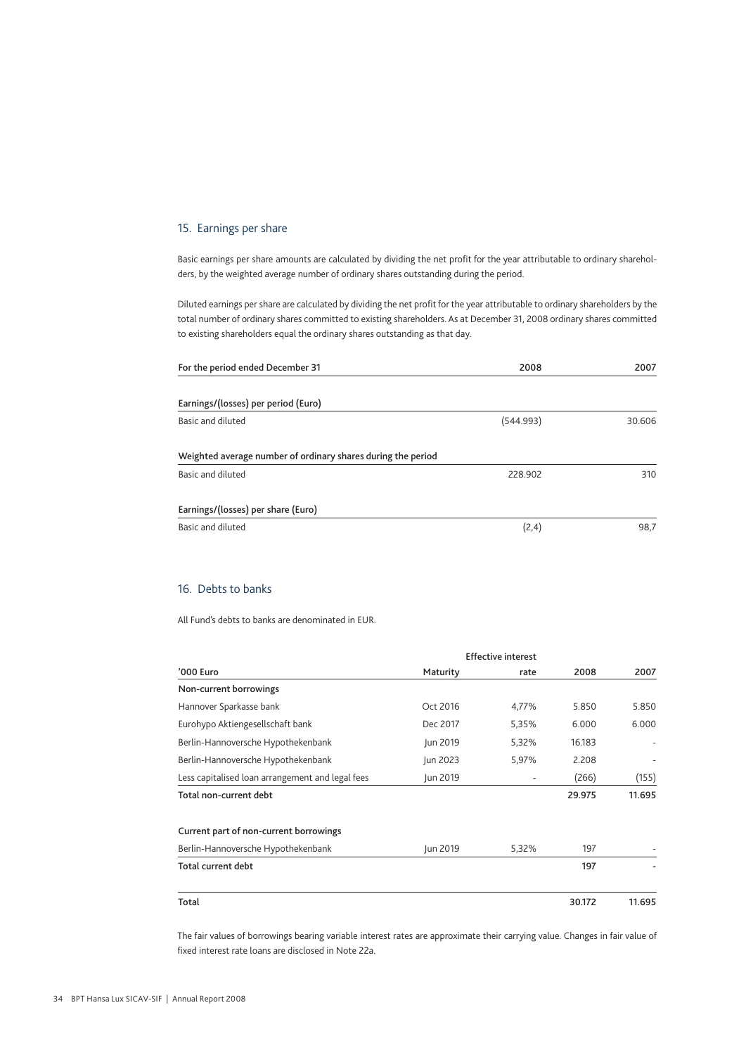## 15. Earnings per share

Basic earnings per share amounts are calculated by dividing the net profit for the year attributable to ordinary shareholders, by the weighted average number of ordinary shares outstanding during the period.

Diluted earnings per share are calculated by dividing the net profit for the year attributable to ordinary shareholders by the total number of ordinary shares committed to existing shareholders. As at December 31, 2008 ordinary shares committed to existing shareholders equal the ordinary shares outstanding as that day.

| For the period ended December 31 | 2008 | 2007 |
|---|---|---|
| **Earnings/(losses) per period (Euro)** | | |
| Basic and diluted | (544.993) | 30.606 |
| **Weighted average number of ordinary shares during the period** | | |
| Basic and diluted | 228.902 | 310 |
| **Earnings/(losses) per share (Euro)** | | |
| Basic and diluted | (2,4) | 98,7 |

## 16. Debts to banks

All Fund's debts to banks are denominated in EUR.

| '000 Euro | Maturity | Effective interest rate | 2008 | 2007 |
|---|---|---|---|---|
| **Non-current borrowings** | | | | |
| Hannover Sparkasse bank | Oct 2016 | 4,77% | 5.850 | 5.850 |
| Eurohypo Aktiengesellschaft bank | Dec 2017 | 5,35% | 6.000 | 6.000 |
| Berlin-Hannoversche Hypothekenbank | Jun 2019 | 5,32% | 16.183 | - |
| Berlin-Hannoversche Hypothekenbank | Jun 2023 | 5,97% | 2.208 | - |
| Less capitalised loan arrangement and legal fees | Jun 2019 | - | (266) | (155) |
| **Total non-current debt** | | | **29.975** | **11.695** |
| **Current part of non-current borrowings** | | | | |
| Berlin-Hannoversche Hypothekenbank | Jun 2019 | 5,32% | 197 | - |
| **Total current debt** | | | **197** | **-** |
| **Total** | | | **30.172** | **11.695** |

The fair values of borrowings bearing variable interest rates are approximate their carrying value. Changes in fair value of fixed interest rate loans are disclosed in Note 22a.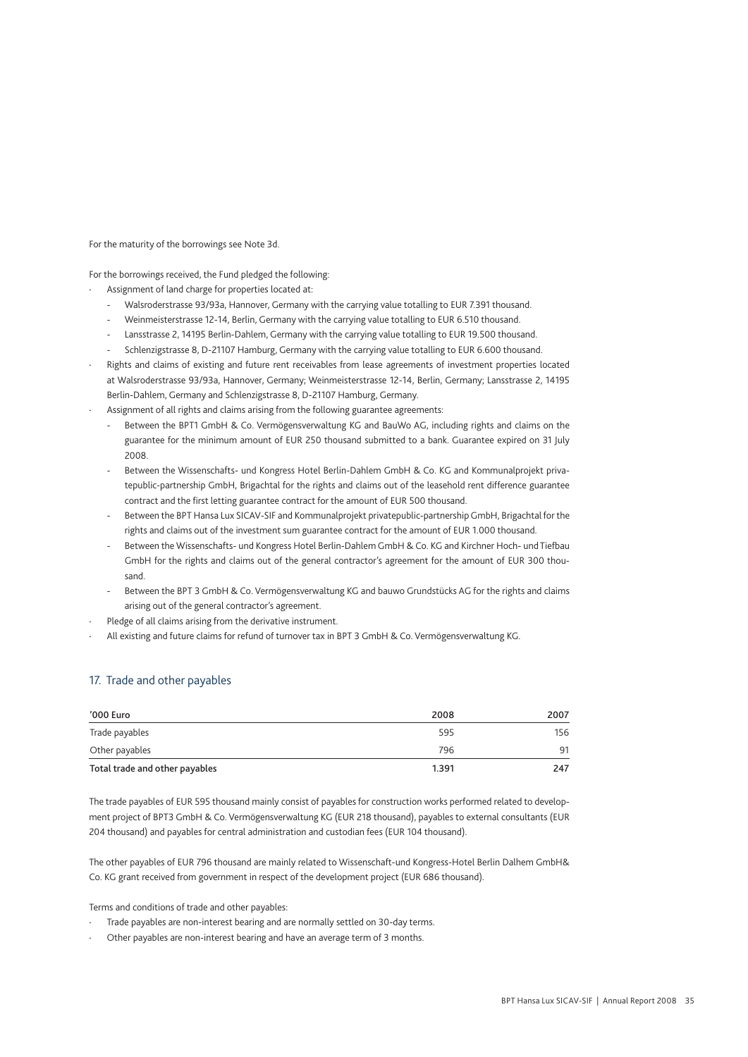For the maturity of the borrowings see Note 3d.

For the borrowings received, the Fund pledged the following:

- Assignment of land charge for properties located at:
  - Walsroderstrasse 93/93a, Hannover, Germany with the carrying value totalling to EUR 7.391 thousand.
  - Weinmeisterstrasse 12-14, Berlin, Germany with the carrying value totalling to EUR 6.510 thousand.
  - Lansstrasse 2, 14195 Berlin-Dahlem, Germany with the carrying value totalling to EUR 19.500 thousand.
  - Schlenzigstrasse 8, D-21107 Hamburg, Germany with the carrying value totalling to EUR 6.600 thousand.
- Rights and claims of existing and future rent receivables from lease agreements of investment properties located at Walsroderstrasse 93/93a, Hannover, Germany; Weinmeisterstrasse 12-14, Berlin, Germany; Lansstrasse 2, 14195 Berlin-Dahlem, Germany and Schlenzigstrasse 8, D-21107 Hamburg, Germany.
- Assignment of all rights and claims arising from the following guarantee agreements:
  - Between the BPT1 GmbH & Co. Vermögensverwaltung KG and BauWo AG, including rights and claims on the guarantee for the minimum amount of EUR 250 thousand submitted to a bank. Guarantee expired on 31 July 2008.
  - Between the Wissenschafts- und Kongress Hotel Berlin-Dahlem GmbH & Co. KG and Kommunalprojekt privatepublic-partnership GmbH, Brigachtal for the rights and claims out of the leasehold rent difference guarantee contract and the first letting guarantee contract for the amount of EUR 500 thousand.
  - Between the BPT Hansa Lux SICAV-SIF and Kommunalprojekt privatepublic-partnership GmbH, Brigachtal for the rights and claims out of the investment sum guarantee contract for the amount of EUR 1.000 thousand.
  - Between the Wissenschafts- und Kongress Hotel Berlin-Dahlem GmbH & Co. KG and Kirchner Hoch- und Tiefbau GmbH for the rights and claims out of the general contractor's agreement for the amount of EUR 300 thousand.
  - Between the BPT 3 GmbH & Co. Vermögensverwaltung KG and bauwo Grundstücks AG for the rights and claims arising out of the general contractor's agreement.
- Pledge of all claims arising from the derivative instrument.
- All existing and future claims for refund of turnover tax in BPT 3 GmbH & Co. Vermögensverwaltung KG.

## 17. Trade and other payables

| '000 Euro | 2008 | 2007 |
|---|---|---|
| Trade payables | 595 | 156 |
| Other payables | 796 | 91 |
| **Total trade and other payables** | **1.391** | **247** |

The trade payables of EUR 595 thousand mainly consist of payables for construction works performed related to development project of BPT3 GmbH & Co. Vermögensverwaltung KG (EUR 218 thousand), payables to external consultants (EUR 204 thousand) and payables for central administration and custodian fees (EUR 104 thousand).

The other payables of EUR 796 thousand are mainly related to Wissenschaft-und Kongress-Hotel Berlin Dalhem GmbH& Co. KG grant received from government in respect of the development project (EUR 686 thousand).

Terms and conditions of trade and other payables:

- Trade payables are non-interest bearing and are normally settled on 30-day terms.
- Other payables are non-interest bearing and have an average term of 3 months.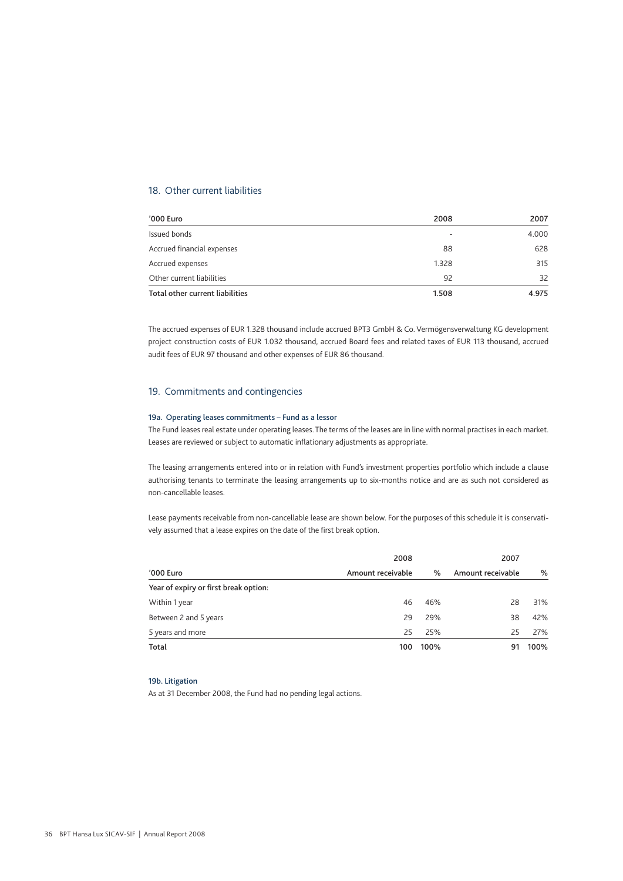## 18. Other current liabilities

| '000 Euro | 2008 | 2007 |
|---|---|---|
| Issued bonds | - | 4.000 |
| Accrued financial expenses | 88 | 628 |
| Accrued expenses | 1.328 | 315 |
| Other current liabilities | 92 | 32 |
| **Total other current liabilities** | **1.508** | **4.975** |

The accrued expenses of EUR 1.328 thousand include accrued BPT3 GmbH & Co. Vermögensverwaltung KG development project construction costs of EUR 1.032 thousand, accrued Board fees and related taxes of EUR 113 thousand, accrued audit fees of EUR 97 thousand and other expenses of EUR 86 thousand.

## 19. Commitments and contingencies

### 19a. Operating leases commitments – Fund as a lessor

The Fund leases real estate under operating leases. The terms of the leases are in line with normal practises in each market. Leases are reviewed or subject to automatic inflationary adjustments as appropriate.

The leasing arrangements entered into or in relation with Fund's investment properties portfolio which include a clause authorising tenants to terminate the leasing arrangements up to six-months notice and are as such not considered as non-cancellable leases.

Lease payments receivable from non-cancellable lease are shown below. For the purposes of this schedule it is conservatively assumed that a lease expires on the date of the first break option.

| | 2008 | | 2007 | |
|---|---|---|---|---|
| '000 Euro | Amount receivable | % | Amount receivable | % |
| Year of expiry or first break option: | | | | |
| Within 1 year | 46 | 46% | 28 | 31% |
| Between 2 and 5 years | 29 | 29% | 38 | 42% |
| 5 years and more | 25 | 25% | 25 | 27% |
| **Total** | **100** | **100%** | **91** | **100%** |

### 19b. Litigation

As at 31 December 2008, the Fund had no pending legal actions.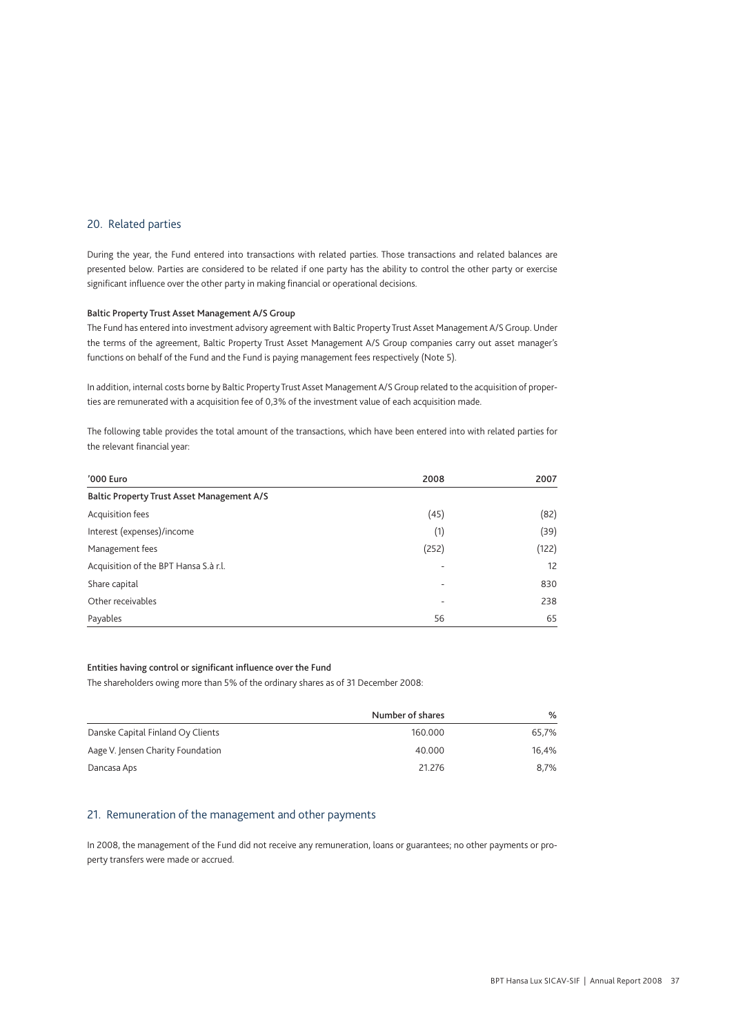## 20. Related parties

During the year, the Fund entered into transactions with related parties. Those transactions and related balances are presented below. Parties are considered to be related if one party has the ability to control the other party or exercise significant influence over the other party in making financial or operational decisions.

### Baltic Property Trust Asset Management A/S Group

The Fund has entered into investment advisory agreement with Baltic Property Trust Asset Management A/S Group. Under the terms of the agreement, Baltic Property Trust Asset Management A/S Group companies carry out asset manager's functions on behalf of the Fund and the Fund is paying management fees respectively (Note 5).

In addition, internal costs borne by Baltic Property Trust Asset Management A/S Group related to the acquisition of properties are remunerated with a acquisition fee of 0,3% of the investment value of each acquisition made.

The following table provides the total amount of the transactions, which have been entered into with related parties for the relevant financial year:

| '000 Euro | 2008 | 2007 |
|---|---|---|
| **Baltic Property Trust Asset Management A/S** | | |
| Acquisition fees | (45) | (82) |
| Interest (expenses)/income | (1) | (39) |
| Management fees | (252) | (122) |
| Acquisition of the BPT Hansa S.à r.l. | - | 12 |
| Share capital | - | 830 |
| Other receivables | - | 238 |
| Payables | 56 | 65 |

### Entities having control or significant influence over the Fund

The shareholders owing more than 5% of the ordinary shares as of 31 December 2008:

| | Number of shares | % |
|---|---|---|
| Danske Capital Finland Oy Clients | 160.000 | 65,7% |
| Aage V. Jensen Charity Foundation | 40.000 | 16,4% |
| Dancasa Aps | 21.276 | 8,7% |

## 21. Remuneration of the management and other payments

In 2008, the management of the Fund did not receive any remuneration, loans or guarantees; no other payments or property transfers were made or accrued.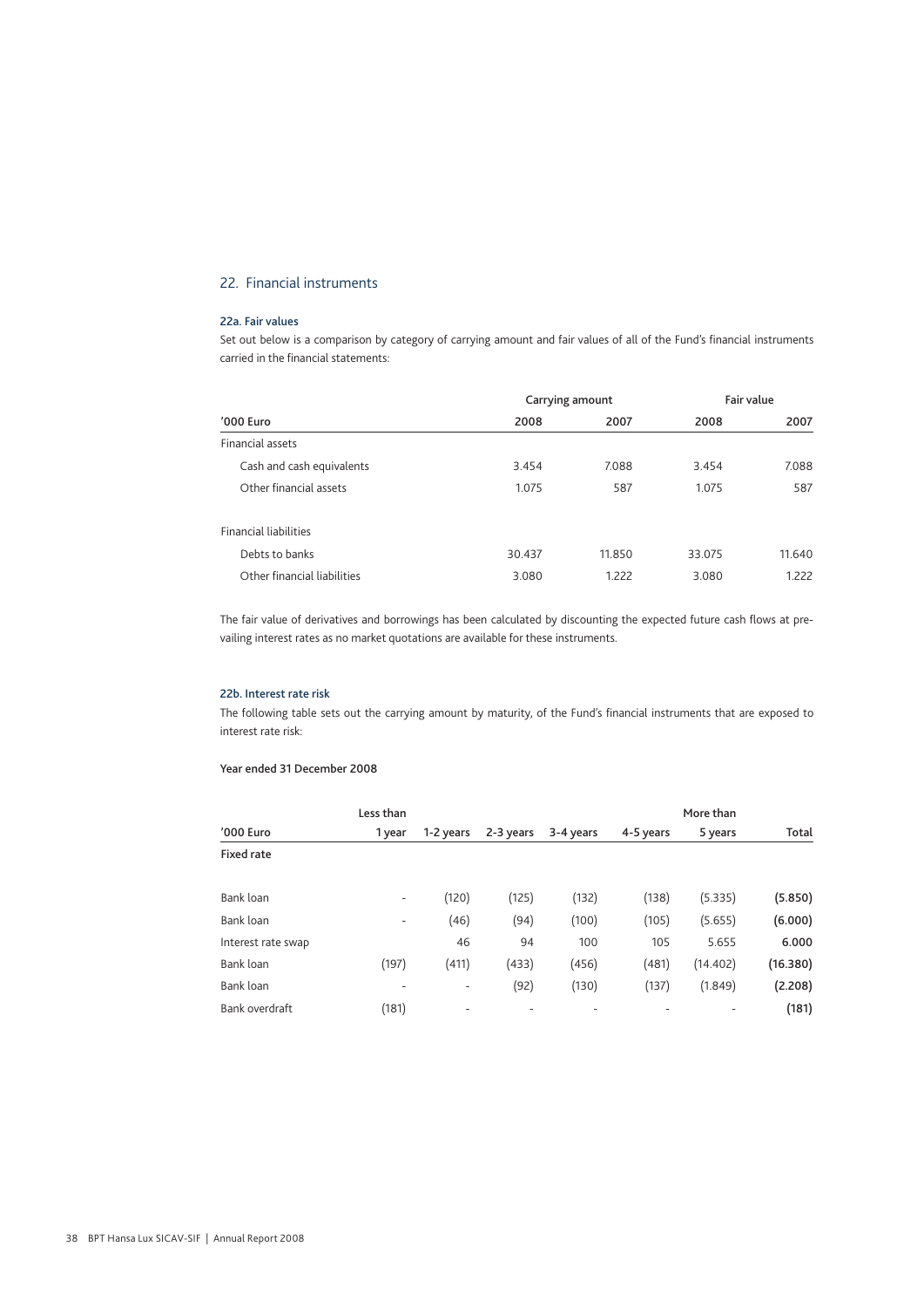## 22. Financial instruments

### 22a. Fair values

Set out below is a comparison by category of carrying amount and fair values of all of the Fund's financial instruments carried in the financial statements:

| | Carrying amount | | Fair value | |
|---|---|---|---|---|
| '000 Euro | 2008 | 2007 | 2008 | 2007 |
| Financial assets | | | | |
| Cash and cash equivalents | 3.454 | 7.088 | 3.454 | 7.088 |
| Other financial assets | 1.075 | 587 | 1.075 | 587 |
| | | | | |
| Financial liabilities | | | | |
| Debts to banks | 30.437 | 11.850 | 33.075 | 11.640 |
| Other financial liabilities | 3.080 | 1.222 | 3.080 | 1.222 |

The fair value of derivatives and borrowings has been calculated by discounting the expected future cash flows at prevailing interest rates as no market quotations are available for these instruments.

### 22b. Interest rate risk

The following table sets out the carrying amount by maturity, of the Fund's financial instruments that are exposed to interest rate risk:

**Year ended 31 December 2008**

| '000 Euro | Less than 1 year | 1-2 years | 2-3 years | 3-4 years | 4-5 years | More than 5 years | Total |
|---|---|---|---|---|---|---|---|
| **Fixed rate** | | | | | | | |
| Bank loan | - | (120) | (125) | (132) | (138) | (5.335) | **(5.850)** |
| Bank loan | - | (46) | (94) | (100) | (105) | (5.655) | **(6.000)** |
| Interest rate swap | | 46 | 94 | 100 | 105 | 5.655 | **6.000** |
| Bank loan | (197) | (411) | (433) | (456) | (481) | (14.402) | **(16.380)** |
| Bank loan | - | - | (92) | (130) | (137) | (1.849) | **(2.208)** |
| Bank overdraft | (181) | - | - | - | - | - | **(181)** |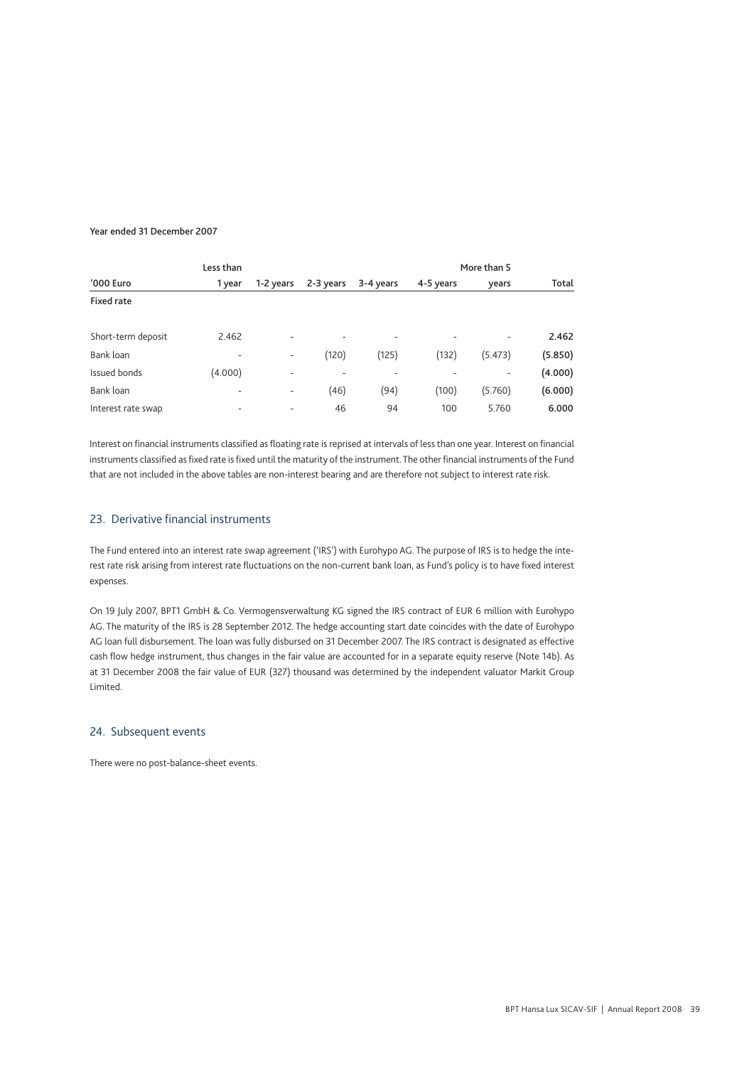Year ended 31 December 2007

| '000 Euro | Less than 1 year | 1-2 years | 2-3 years | 3-4 years | 4-5 years | More than 5 years | Total |
|---|---|---|---|---|---|---|---|
| **Fixed rate** | | | | | | | |
| Short-term deposit | 2.462 | - | - | - | - | - | **2.462** |
| Bank loan | - | - | (120) | (125) | (132) | (5.473) | **(5.850)** |
| Issued bonds | (4.000) | - | - | - | - | - | **(4.000)** |
| Bank loan | - | - | (46) | (94) | (100) | (5.760) | **(6.000)** |
| Interest rate swap | - | - | 46 | 94 | 100 | 5.760 | **6.000** |

Interest on financial instruments classified as floating rate is reprised at intervals of less than one year. Interest on financial instruments classified as fixed rate is fixed until the maturity of the instrument. The other financial instruments of the Fund that are not included in the above tables are non-interest bearing and are therefore not subject to interest rate risk.

## 23. Derivative financial instruments

The Fund entered into an interest rate swap agreement ('IRS') with Eurohypo AG. The purpose of IRS is to hedge the interest rate risk arising from interest rate fluctuations on the non-current bank loan, as Fund's policy is to have fixed interest expenses.

On 19 July 2007, BPT1 GmbH & Co. Vermogensverwaltung KG signed the IRS contract of EUR 6 million with Eurohypo AG. The maturity of the IRS is 28 September 2012. The hedge accounting start date coincides with the date of Eurohypo AG loan full disbursement. The loan was fully disbursed on 31 December 2007. The IRS contract is designated as effective cash flow hedge instrument, thus changes in the fair value are accounted for in a separate equity reserve (Note 14b). As at 31 December 2008 the fair value of EUR (327) thousand was determined by the independent valuator Markit Group Limited.

## 24. Subsequent events

There were no post-balance-sheet events.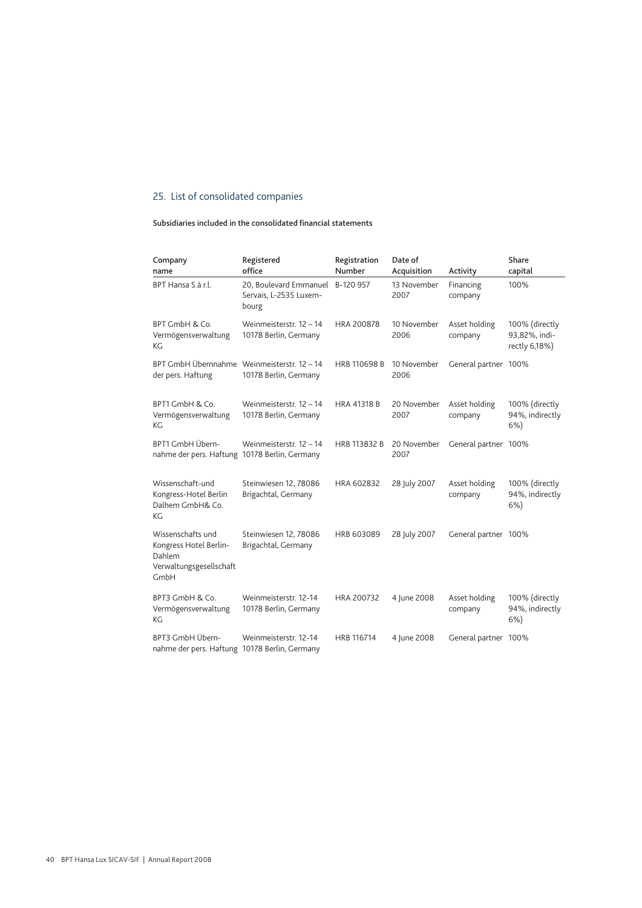## 25. List of consolidated companies

**Subsidiaries included in the consolidated financial statements**

| Company name | Registered office | Registration Number | Date of Acquisition | Activity | Share capital |
|---|---|---|---|---|---|
| BPT Hansa S.à r.l. | 20, Boulevard Emmanuel Servais, L-2535 Luxembourg | B-120 957 | 13 November 2007 | Financing company | 100% |
| BPT GmbH & Co. Vermögensverwaltung KG | Weinmeisterstr. 12 – 14 10178 Berlin, Germany | HRA 200878 | 10 November 2006 | Asset holding company | 100% (directly 93,82%, indirectly 6,18%) |
| BPT GmbH Übernahme der pers. Haftung | Weinmeisterstr. 12 – 14 10178 Berlin, Germany | HRB 110698 B | 10 November 2006 | General partner | 100% |
| BPT1 GmbH & Co. Vermögensverwaltung KG | Weinmeisterstr. 12 – 14 10178 Berlin, Germany | HRA 41318 B | 20 November 2007 | Asset holding company | 100% (directly 94%, indirectly 6%) |
| BPT1 GmbH Übernahme der pers. Haftung | Weinmeisterstr. 12 – 14 10178 Berlin, Germany | HRB 113832 B | 20 November 2007 | General partner | 100% |
| Wissenschaft-und Kongress-Hotel Berlin Dalhem GmbH& Co. KG | Steinwiesen 12, 78086 Brigachtal, Germany | HRA 602832 | 28 July 2007 | Asset holding company | 100% (directly 94%, indirectly 6%) |
| Wissenschafts und Kongress Hotel Berlin-Dahlem Verwaltungsgesellschaft GmbH | Steinwiesen 12, 78086 Brigachtal, Germany | HRB 603089 | 28 July 2007 | General partner | 100% |
| BPT3 GmbH & Co. Vermögensverwaltung KG | Weinmeisterstr. 12-14 10178 Berlin, Germany | HRA 200732 | 4 June 2008 | Asset holding company | 100% (directly 94%, indirectly 6%) |
| BPT3 GmbH Übernahme der pers. Haftung | Weinmeisterstr. 12-14 10178 Berlin, Germany | HRB 116714 | 4 June 2008 | General partner | 100% |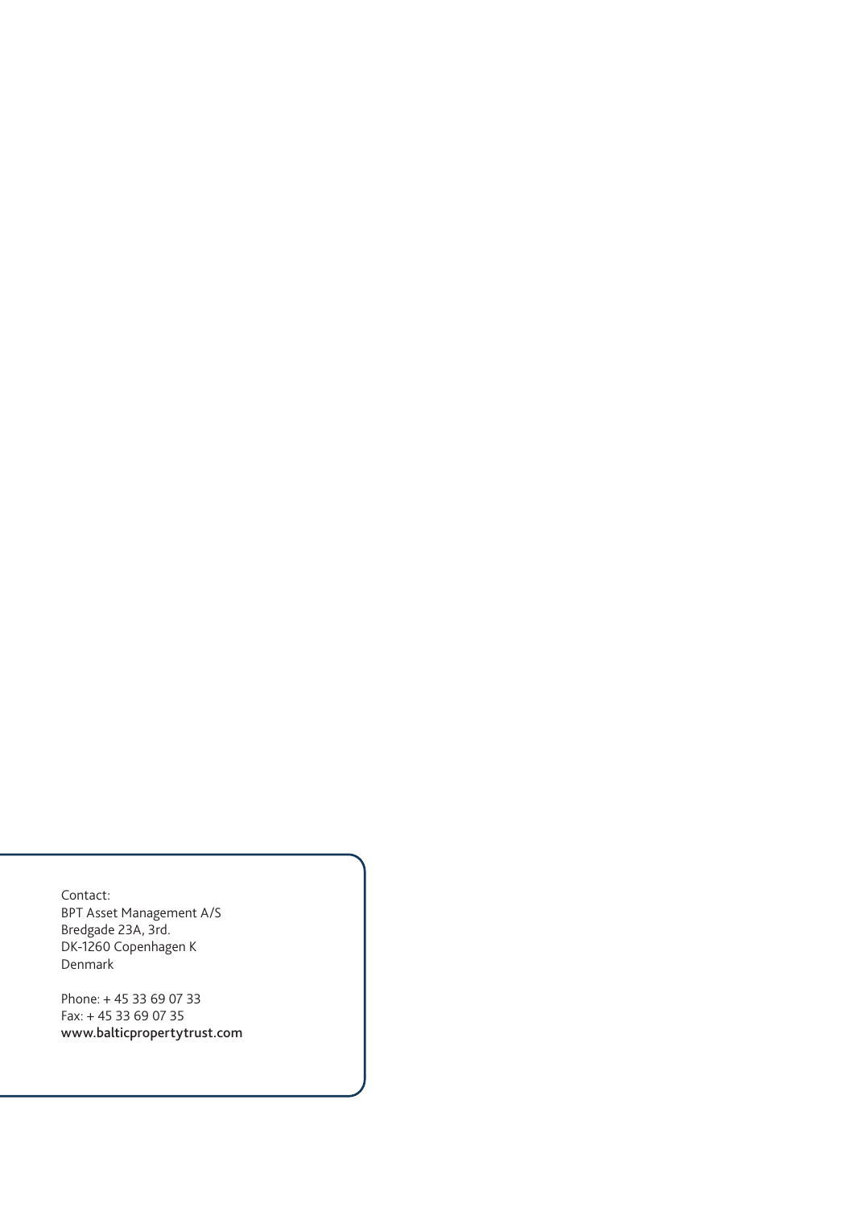Contact:
BPT Asset Management A/S
Bredgade 23A, 3rd.
DK-1260 Copenhagen K
Denmark

Phone: + 45 33 69 07 33
Fax: + 45 33 69 07 35
www.balticpropertytrust.com